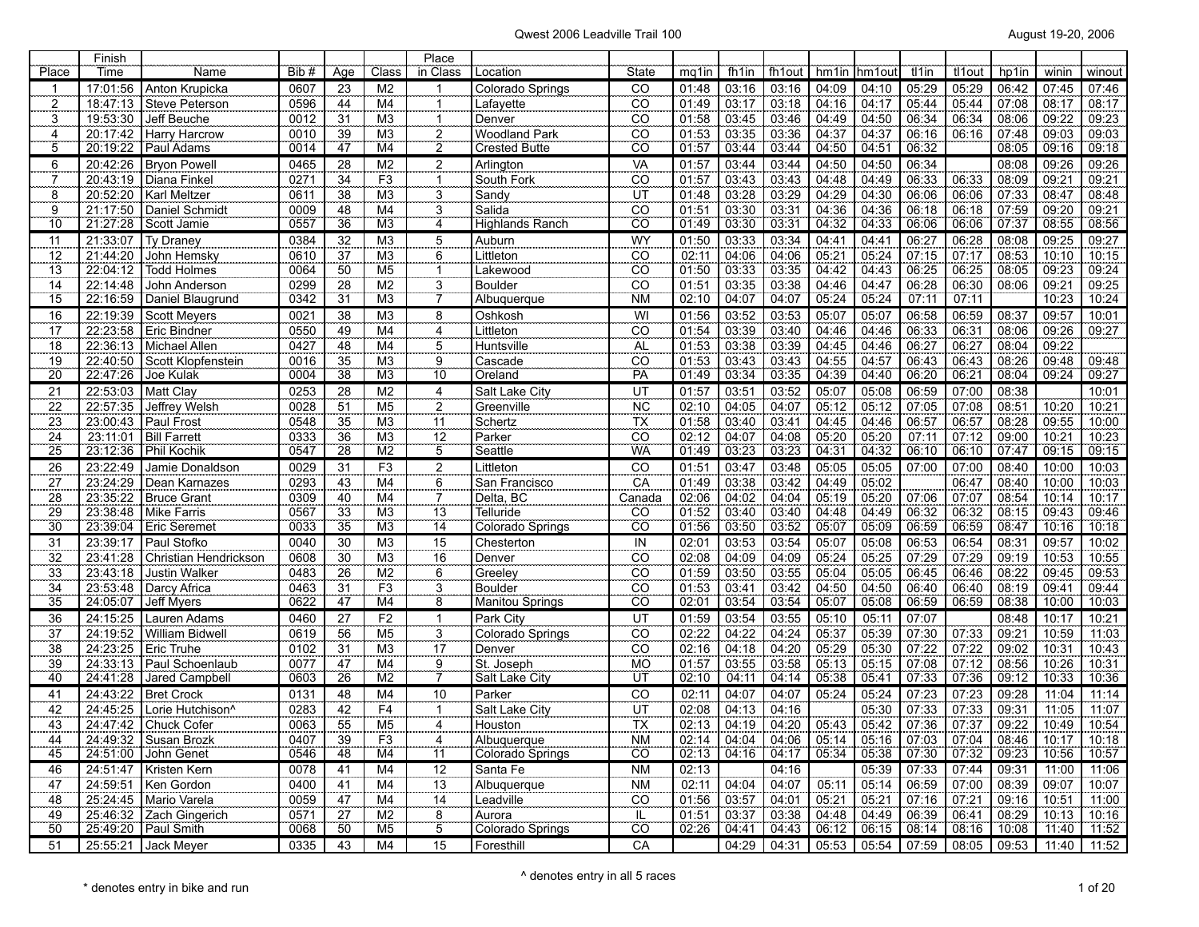# Qwest 2006 Leadville Trail 100

August 19-20, 2006

| Place | Finish Time | Name | Bib # | Age | Class | Place in Class | Location | State | mq1in | fh1in | fh1out | hm1in | hm1out | tl1in | tl1out | hp1in | winin | winout |
|---|---|---|---|---|---|---|---|---|---|---|---|---|---|---|---|---|---|---|
| 1 | 17:01:56 | Anton Krupicka | 0607 | 23 | M2 | 1 | Colorado Springs | CO | 01:48 | 03:16 | 03:16 | 04:09 | 04:10 | 05:29 | 05:29 | 06:42 | 07:45 | 07:46 |
| 2 | 18:47:13 | Steve Peterson | 0596 | 44 | M4 | 1 | Lafayette | CO | 01:49 | 03:17 | 03:18 | 04:16 | 04:17 | 05:44 | 05:44 | 07:08 | 08:17 | 08:17 |
| 3 | 19:53:30 | Jeff Beuche | 0012 | 31 | M3 | 1 | Denver | CO | 01:58 | 03:45 | 03:46 | 04:49 | 04:50 | 06:34 | 06:34 | 08:06 | 09:22 | 09:23 |
| 4 | 20:17:42 | Harry Harcrow | 0010 | 39 | M3 | 2 | Woodland Park | CO | 01:53 | 03:35 | 03:36 | 04:37 | 04:37 | 06:16 | 06:16 | 07:48 | 09:03 | 09:03 |
| 5 | 20:19:22 | Paul Adams | 0014 | 47 | M4 | 2 | Crested Butte | CO | 01:57 | 03:44 | 03:44 | 04:50 | 04:51 | 06:32 | | 08:05 | 09:16 | 09:18 |
| 6 | 20:42:26 | Bryon Powell | 0465 | 28 | M2 | 2 | Arlington | VA | 01:57 | 03:44 | 03:44 | 04:50 | 04:50 | 06:34 | | 08:08 | 09:26 | 09:26 |
| 7 | 20:43:19 | Diana Finkel | 0271 | 34 | F3 | 1 | South Fork | CO | 01:57 | 03:43 | 03:43 | 04:48 | 04:49 | 06:33 | 06:33 | 08:09 | 09:21 | 09:21 |
| 8 | 20:52:20 | Karl Meltzer | 0611 | 38 | M3 | 3 | Sandy | UT | 01:48 | 03:28 | 03:29 | 04:29 | 04:30 | 06:06 | 06:06 | 07:33 | 08:47 | 08:48 |
| 9 | 21:17:50 | Daniel Schmidt | 0009 | 48 | M4 | 3 | Salida | CO | 01:51 | 03:30 | 03:31 | 04:36 | 04:36 | 06:18 | 06:18 | 07:59 | 09:20 | 09:21 |
| 10 | 21:27:28 | Scott Jamie | 0557 | 36 | M3 | 4 | Highlands Ranch | CO | 01:49 | 03:30 | 03:31 | 04:32 | 04:33 | 06:06 | 06:06 | 07:37 | 08:55 | 08:56 |
| 11 | 21:33:07 | Ty Draney | 0384 | 32 | M3 | 5 | Auburn | WY | 01:50 | 03:33 | 03:34 | 04:41 | 04:41 | 06:27 | 06:28 | 08:08 | 09:25 | 09:27 |
| 12 | 21:44:20 | John Hemsky | 0610 | 37 | M3 | 6 | Littleton | CO | 02:11 | 04:06 | 04:06 | 05:21 | 05:24 | 07:15 | 07:17 | 08:53 | 10:10 | 10:15 |
| 13 | 22:04:12 | Todd Holmes | 0064 | 50 | M5 | 1 | Lakewood | CO | 01:50 | 03:33 | 03:35 | 04:42 | 04:43 | 06:25 | 06:25 | 08:05 | 09:23 | 09:24 |
| 14 | 22:14:48 | John Anderson | 0299 | 28 | M2 | 3 | Boulder | CO | 01:51 | 03:35 | 03:38 | 04:46 | 04:47 | 06:28 | 06:30 | 08:06 | 09:21 | 09:25 |
| 15 | 22:16:59 | Daniel Blaugrund | 0342 | 31 | M3 | 7 | Albuquerque | NM | 02:10 | 04:07 | 04:07 | 05:24 | 05:24 | 07:11 | 07:11 | | 10:23 | 10:24 |
| 16 | 22:19:39 | Scott Meyers | 0021 | 38 | M3 | 8 | Oshkosh | WI | 01:56 | 03:52 | 03:53 | 05:07 | 05:07 | 06:58 | 06:59 | 08:37 | 09:57 | 10:01 |
| 17 | 22:23:58 | Eric Bindner | 0550 | 49 | M4 | 4 | Littleton | CO | 01:54 | 03:39 | 03:40 | 04:46 | 04:46 | 06:33 | 06:31 | 08:06 | 09:26 | 09:27 |
| 18 | 22:36:13 | Michael Allen | 0427 | 48 | M4 | 5 | Huntsville | AL | 01:53 | 03:38 | 03:39 | 04:45 | 04:46 | 06:27 | 06:27 | 08:04 | 09:22 | |
| 19 | 22:40:50 | Scott Klopfenstein | 0016 | 35 | M3 | 9 | Cascade | CO | 01:53 | 03:43 | 03:43 | 04:55 | 04:57 | 06:43 | 06:43 | 08:26 | 09:48 | 09:48 |
| 20 | 22:47:26 | Joe Kulak | 0004 | 38 | M3 | 10 | Oreland | PA | 01:49 | 03:34 | 03:35 | 04:39 | 04:40 | 06:20 | 06:21 | 08:04 | 09:24 | 09:27 |
| 21 | 22:53:03 | Matt Clay | 0253 | 28 | M2 | 4 | Salt Lake City | UT | 01:57 | 03:51 | 03:52 | 05:07 | 05:08 | 06:59 | 07:00 | 08:38 | | 10:01 |
| 22 | 22:57:35 | Jeffrey Welsh | 0028 | 51 | M5 | 2 | Greenville | NC | 02:10 | 04:05 | 04:07 | 05:12 | 05:12 | 07:05 | 07:08 | 08:51 | 10:20 | 10:21 |
| 23 | 23:00:43 | Paul Frost | 0548 | 35 | M3 | 11 | Schertz | TX | 01:58 | 03:40 | 03:41 | 04:45 | 04:46 | 06:57 | 06:57 | 08:28 | 09:55 | 10:00 |
| 24 | 23:11:01 | Bill Farrett | 0333 | 36 | M3 | 12 | Parker | CO | 02:12 | 04:07 | 04:08 | 05:20 | 05:20 | 07:11 | 07:12 | 09:00 | 10:21 | 10:23 |
| 25 | 23:12:36 | Phil Kochik | 0547 | 28 | M2 | 5 | Seattle | WA | 01:49 | 03:23 | 03:23 | 04:31 | 04:32 | 06:10 | 06:10 | 07:47 | 09:15 | 09:15 |
| 26 | 23:22:49 | Jamie Donaldson | 0029 | 31 | F3 | 2 | Littleton | CO | 01:51 | 03:47 | 03:48 | 05:05 | 05:05 | 07:00 | 07:00 | 08:40 | 10:00 | 10:03 |
| 27 | 23:24:29 | Dean Karnazes | 0293 | 43 | M4 | 6 | San Francisco | CA | 01:49 | 03:38 | 03:42 | 04:49 | 05:02 | | 06:47 | 08:40 | 10:00 | 10:03 |
| 28 | 23:35:22 | Bruce Grant | 0309 | 40 | M4 | 7 | Delta, BC | Canada | 02:06 | 04:02 | 04:04 | 05:19 | 05:20 | 07:06 | 07:07 | 08:54 | 10:14 | 10:17 |
| 29 | 23:38:48 | Mike Farris | 0567 | 33 | M3 | 13 | Telluride | CO | 01:52 | 03:40 | 03:40 | 04:48 | 04:49 | 06:32 | 06:32 | 08:15 | 09:43 | 09:46 |
| 30 | 23:39:04 | Eric Seremet | 0033 | 35 | M3 | 14 | Colorado Springs | CO | 01:56 | 03:50 | 03:52 | 05:07 | 05:09 | 06:59 | 06:59 | 08:47 | 10:16 | 10:18 |
| 31 | 23:39:17 | Paul Stofko | 0040 | 30 | M3 | 15 | Chesterton | IN | 02:01 | 03:53 | 03:54 | 05:07 | 05:08 | 06:53 | 06:54 | 08:31 | 09:57 | 10:02 |
| 32 | 23:41:28 | Christian Hendrickson | 0608 | 30 | M3 | 16 | Denver | CO | 02:08 | 04:09 | 04:09 | 05:24 | 05:25 | 07:29 | 07:29 | 09:19 | 10:53 | 10:55 |
| 33 | 23:43:18 | Justin Walker | 0483 | 26 | M2 | 6 | Greeley | CO | 01:59 | 03:50 | 03:55 | 05:04 | 05:05 | 06:45 | 06:46 | 08:22 | 09:45 | 09:53 |
| 34 | 23:53:48 | Darcy Africa | 0463 | 31 | F3 | 3 | Boulder | CO | 01:53 | 03:41 | 03:42 | 04:50 | 04:50 | 06:40 | 06:40 | 08:19 | 09:41 | 09:44 |
| 35 | 24:05:07 | Jeff Myers | 0622 | 47 | M4 | 8 | Manitou Springs | CO | 02:01 | 03:54 | 03:54 | 05:07 | 05:08 | 06:59 | 06:59 | 08:38 | 10:00 | 10:03 |
| 36 | 24:15:25 | Lauren Adams | 0460 | 27 | F2 | 1 | Park City | UT | 01:59 | 03:54 | 03:55 | 05:10 | 05:11 | 07:07 | | 08:48 | 10:17 | 10:21 |
| 37 | 24:19:52 | William Bidwell | 0619 | 56 | M5 | 3 | Colorado Springs | CO | 02:22 | 04:22 | 04:24 | 05:37 | 05:39 | 07:30 | 07:33 | 09:21 | 10:59 | 11:03 |
| 38 | 24:23:25 | Eric Truhe | 0102 | 31 | M3 | 17 | Denver | CO | 02:16 | 04:18 | 04:20 | 05:29 | 05:30 | 07:22 | 07:22 | 09:02 | 10:31 | 10:43 |
| 39 | 24:33:13 | Paul Schoenlaub | 0077 | 47 | M4 | 9 | St. Joseph | MO | 01:57 | 03:55 | 03:58 | 05:13 | 05:15 | 07:08 | 07:12 | 08:56 | 10:26 | 10:31 |
| 40 | 24:41:28 | Jared Campbell | 0603 | 26 | M2 | 7 | Salt Lake City | UT | 02:10 | 04:11 | 04:14 | 05:38 | 05:41 | 07:33 | 07:36 | 09:12 | 10:33 | 10:36 |
| 41 | 24:43:22 | Bret Crock | 0131 | 48 | M4 | 10 | Parker | CO | 02:11 | 04:07 | 04:07 | 05:24 | 05:24 | 07:23 | 07:23 | 09:28 | 11:04 | 11:14 |
| 42 | 24:45:25 | Lorie Hutchison^ | 0283 | 42 | F4 | 1 | Salt Lake City | UT | 02:08 | 04:13 | 04:16 | | 05:30 | 07:33 | 07:33 | 09:31 | 11:05 | 11:07 |
| 43 | 24:47:42 | Chuck Cofer | 0063 | 55 | M5 | 4 | Houston | TX | 02:13 | 04:19 | 04:20 | 05:43 | 05:42 | 07:36 | 07:37 | 09:22 | 10:49 | 10:54 |
| 44 | 24:49:32 | Susan Brozk | 0407 | 39 | F3 | 4 | Albuquerque | NM | 02:14 | 04:04 | 04:06 | 05:14 | 05:16 | 07:03 | 07:04 | 08:46 | 10:17 | 10:18 |
| 45 | 24:51:00 | John Genet | 0546 | 48 | M4 | 11 | Colorado Springs | CO | 02:13 | 04:16 | 04:17 | 05:34 | 05:38 | 07:30 | 07:32 | 09:23 | 10:56 | 10:57 |
| 46 | 24:51:47 | Kristen Kern | 0078 | 41 | M4 | 12 | Santa Fe | NM | 02:13 | | 04:16 | | 05:39 | 07:33 | 07:44 | 09:31 | 11:00 | 11:06 |
| 47 | 24:59:51 | Ken Gordon | 0400 | 41 | M4 | 13 | Albuquerque | NM | 02:11 | 04:04 | 04:07 | 05:11 | 05:14 | 06:59 | 07:00 | 08:39 | 09:07 | 10:07 |
| 48 | 25:24:45 | Mario Varela | 0059 | 47 | M4 | 14 | Leadville | CO | 01:56 | 03:57 | 04:01 | 05:21 | 05:21 | 07:16 | 07:21 | 09:16 | 10:51 | 11:00 |
| 49 | 25:46:32 | Zach Gingerich | 0571 | 27 | M2 | 8 | Aurora | IL | 01:51 | 03:37 | 03:38 | 04:48 | 04:49 | 06:39 | 06:41 | 08:29 | 10:13 | 10:16 |
| 50 | 25:49:20 | Paul Smith | 0068 | 50 | M5 | 5 | Colorado Springs | CO | 02:26 | 04:41 | 04:43 | 06:12 | 06:15 | 08:14 | 08:16 | 10:08 | 11:40 | 11:52 |
| 51 | 25:55:21 | Jack Meyer | 0335 | 43 | M4 | 15 | Foresthill | CA | | 04:29 | 04:31 | 05:53 | 05:54 | 07:59 | 08:05 | 09:53 | 11:40 | 11:52 |

^ denotes entry in all 5 races

* denotes entry in bike and run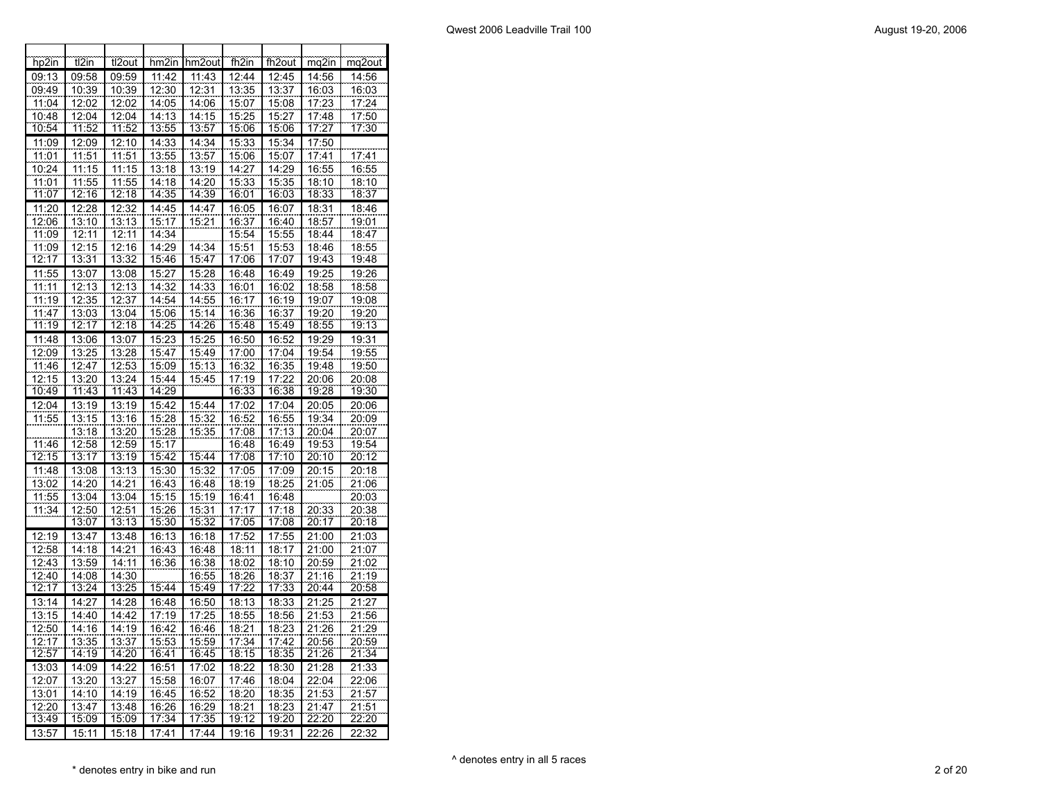| hp2in | tl2in | tl2out | hm2in | hm2out | fh2in | fh2out | mq2in | mq2out |
|---|---|---|---|---|---|---|---|---|
| 09:13 | 09:58 | 09:59 | 11:42 | 11:43 | 12:44 | 12:45 | 14:56 | 14:56 |
| 09:49 | 10:39 | 10:39 | 12:30 | 12:31 | 13:35 | 13:37 | 16:03 | 16:03 |
| 11:04 | 12:02 | 12:02 | 14:05 | 14:06 | 15:07 | 15:08 | 17:23 | 17:24 |
| 10:48 | 12:04 | 12:04 | 14:13 | 14:15 | 15:25 | 15:27 | 17:48 | 17:50 |
| 10:54 | 11:52 | 11:52 | 13:55 | 13:57 | 15:06 | 15:06 | 17:27 | 17:30 |
| 11:09 | 12:09 | 12:10 | 14:33 | 14:34 | 15:33 | 15:34 | 17:50 | |
| 11:01 | 11:51 | 11:51 | 13:55 | 13:57 | 15:06 | 15:07 | 17:41 | 17:41 |
| 10:24 | 11:15 | 11:15 | 13:18 | 13:19 | 14:27 | 14:29 | 16:55 | 16:55 |
| 11:01 | 11:55 | 11:55 | 14:18 | 14:20 | 15:33 | 15:35 | 18:10 | 18:10 |
| 11:07 | 12:16 | 12:18 | 14:35 | 14:39 | 16:01 | 16:03 | 18:33 | 18:37 |
| 11:20 | 12:28 | 12:32 | 14:45 | 14:47 | 16:05 | 16:07 | 18:31 | 18:46 |
| 12:06 | 13:10 | 13:13 | 15:17 | 15:21 | 16:37 | 16:40 | 18:57 | 19:01 |
| 11:09 | 12:11 | 12:11 | 14:34 | | 15:54 | 15:55 | 18:44 | 18:47 |
| 11:09 | 12:15 | 12:16 | 14:29 | 14:34 | 15:51 | 15:53 | 18:46 | 18:55 |
| 12:17 | 13:31 | 13:32 | 15:46 | 15:47 | 17:06 | 17:07 | 19:43 | 19:48 |
| 11:55 | 13:07 | 13:08 | 15:27 | 15:28 | 16:48 | 16:49 | 19:25 | 19:26 |
| 11:11 | 12:13 | 12:13 | 14:32 | 14:33 | 16:01 | 16:02 | 18:58 | 18:58 |
| 11:19 | 12:35 | 12:37 | 14:54 | 14:55 | 16:17 | 16:19 | 19:07 | 19:08 |
| 11:47 | 13:03 | 13:04 | 15:06 | 15:14 | 16:36 | 16:37 | 19:20 | 19:20 |
| 11:19 | 12:17 | 12:18 | 14:25 | 14:26 | 15:48 | 15:49 | 18:55 | 19:13 |
| 11:48 | 13:06 | 13:07 | 15:23 | 15:25 | 16:50 | 16:52 | 19:29 | 19:31 |
| 12:09 | 13:25 | 13:28 | 15:47 | 15:49 | 17:00 | 17:04 | 19:54 | 19:55 |
| 11:46 | 12:47 | 12:53 | 15:09 | 15:13 | 16:32 | 16:35 | 19:48 | 19:50 |
| 12:15 | 13:20 | 13:24 | 15:44 | 15:45 | 17:19 | 17:22 | 20:06 | 20:08 |
| 10:49 | 11:43 | 11:43 | 14:29 | | 16:33 | 16:38 | 19:28 | 19:30 |
| 12:04 | 13:19 | 13:19 | 15:42 | 15:44 | 17:02 | 17:04 | 20:05 | 20:06 |
| 11:55 | 13:15 | 13:16 | 15:28 | 15:32 | 16:52 | 16:55 | 19:34 | 20:09 |
| | 13:18 | 13:20 | 15:28 | 15:35 | 17:08 | 17:13 | 20:04 | 20:07 |
| 11:46 | 12:58 | 12:59 | 15:17 | | 16:48 | 16:49 | 19:53 | 19:54 |
| 12:15 | 13:17 | 13:19 | 15:42 | 15:44 | 17:08 | 17:10 | 20:10 | 20:12 |
| 11:48 | 13:08 | 13:13 | 15:30 | 15:32 | 17:05 | 17:09 | 20:15 | 20:18 |
| 13:02 | 14:20 | 14:21 | 16:43 | 16:48 | 18:19 | 18:25 | 21:05 | 21:06 |
| 11:55 | 13:04 | 13:04 | 15:15 | 15:19 | 16:41 | 16:48 | | 20:03 |
| 11:34 | 12:50 | 12:51 | 15:26 | 15:31 | 17:17 | 17:18 | 20:33 | 20:38 |
| | 13:07 | 13:13 | 15:30 | 15:32 | 17:05 | 17:08 | 20:17 | 20:18 |
| 12:19 | 13:47 | 13:48 | 16:13 | 16:18 | 17:52 | 17:55 | 21:00 | 21:03 |
| 12:58 | 14:18 | 14:21 | 16:43 | 16:48 | 18:11 | 18:17 | 21:00 | 21:07 |
| 12:43 | 13:59 | 14:11 | 16:36 | 16:38 | 18:02 | 18:10 | 20:59 | 21:02 |
| 12:40 | 14:08 | 14:30 | | 16:55 | 18:26 | 18:37 | 21:16 | 21:19 |
| 12:17 | 13:24 | 13:25 | 15:44 | 15:49 | 17:22 | 17:33 | 20:44 | 20:58 |
| 13:14 | 14:27 | 14:28 | 16:48 | 16:50 | 18:13 | 18:33 | 21:25 | 21:27 |
| 13:15 | 14:40 | 14:42 | 17:19 | 17:25 | 18:55 | 18:56 | 21:53 | 21:56 |
| 12:50 | 14:16 | 14:19 | 16:42 | 16:46 | 18:21 | 18:23 | 21:26 | 21:29 |
| 12:17 | 13:35 | 13:37 | 15:53 | 15:59 | 17:34 | 17:42 | 20:56 | 20:59 |
| 12:57 | 14:19 | 14:20 | 16:41 | 16:45 | 18:15 | 18:35 | 21:26 | 21:34 |
| 13:03 | 14:09 | 14:22 | 16:51 | 17:02 | 18:22 | 18:30 | 21:28 | 21:33 |
| 12:07 | 13:20 | 13:27 | 15:58 | 16:07 | 17:46 | 18:04 | 22:04 | 22:06 |
| 13:01 | 14:10 | 14:19 | 16:45 | 16:52 | 18:20 | 18:35 | 21:53 | 21:57 |
| 12:20 | 13:47 | 13:48 | 16:26 | 16:29 | 18:21 | 18:23 | 21:47 | 21:51 |
| 13:49 | 15:09 | 15:09 | 17:34 | 17:35 | 19:12 | 19:20 | 22:20 | 22:20 |
| 13:57 | 15:11 | 15:18 | 17:41 | 17:44 | 19:16 | 19:31 | 22:26 | 22:32 |

^ denotes entry in all 5 races

* denotes entry in bike and run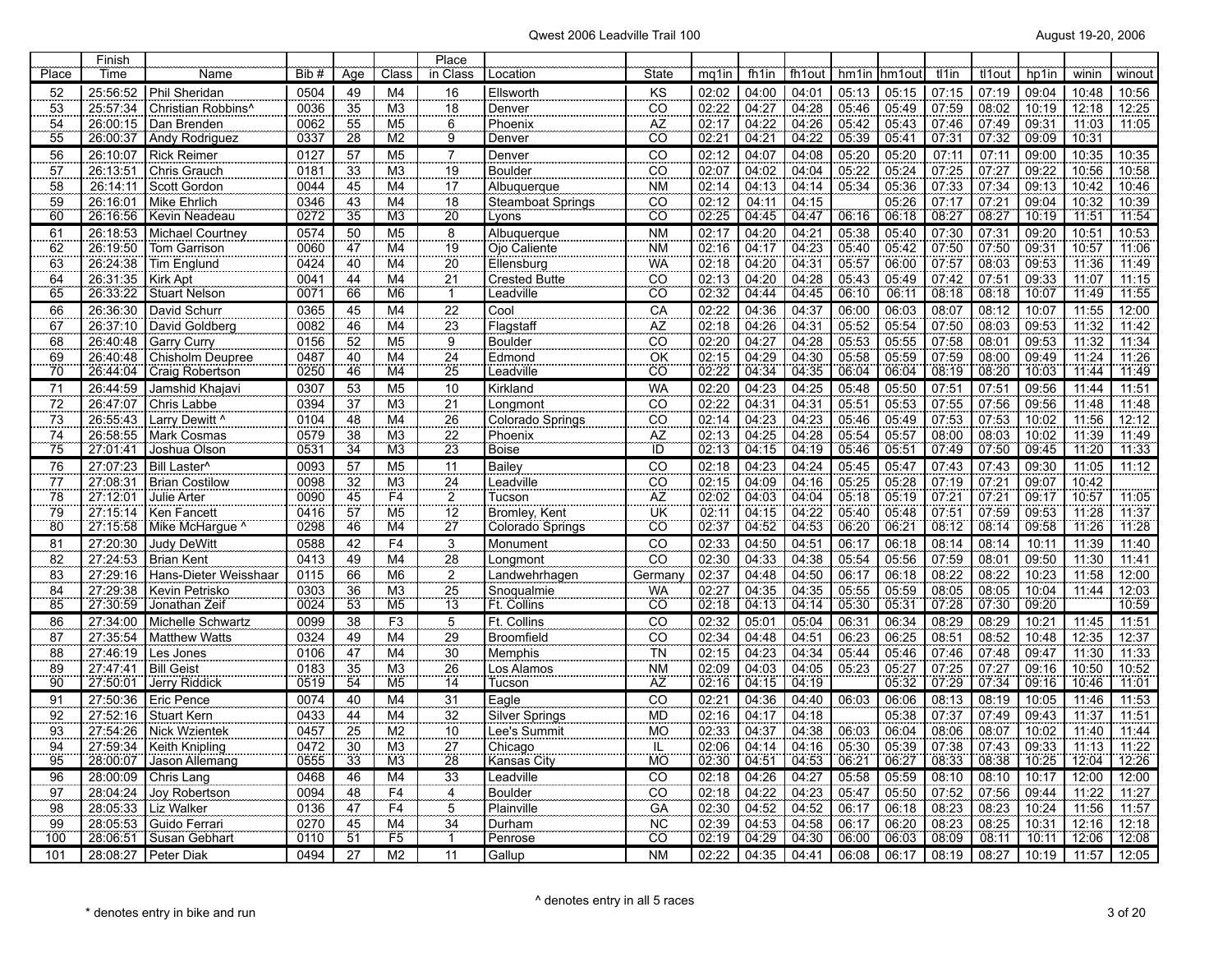Qwest 2006 Leadville Trail 100

August 19-20, 2006

| Place | Finish Time | Name | Bib # | Age | Class | Place in Class | Location | State | mq1in | fh1in | fh1out | hm1in | hm1out | tl1in | tl1out | hp1in | winin | winout |
|---|---|---|---|---|---|---|---|---|---|---|---|---|---|---|---|---|---|---|
| 52 | 25:56:52 | Phil Sheridan | 0504 | 49 | M4 | 16 | Ellsworth | KS | 02:02 | 04:00 | 04:01 | 05:13 | 05:15 | 07:15 | 07:19 | 09:04 | 10:48 | 10:56 |
| 53 | 25:57:34 | Christian Robbins^ | 0036 | 35 | M3 | 18 | Denver | CO | 02:22 | 04:27 | 04:28 | 05:46 | 05:49 | 07:59 | 08:02 | 10:19 | 12:18 | 12:25 |
| 54 | 26:00:15 | Dan Brenden | 0062 | 55 | M5 | 6 | Phoenix | AZ | 02:17 | 04:22 | 04:26 | 05:42 | 05:43 | 07:46 | 07:49 | 09:31 | 11:03 | 11:05 |
| 55 | 26:00:37 | Andy Rodriguez | 0337 | 28 | M2 | 9 | Denver | CO | 02:21 | 04:21 | 04:22 | 05:39 | 05:41 | 07:31 | 07:32 | 09:09 | 10:31 | |
| 56 | 26:10:07 | Rick Reimer | 0127 | 57 | M5 | 7 | Denver | CO | 02:12 | 04:07 | 04:08 | 05:20 | 05:20 | 07:11 | 07:11 | 09:00 | 10:35 | 10:35 |
| 57 | 26:13:51 | Chris Grauch | 0181 | 33 | M3 | 19 | Boulder | CO | 02:07 | 04:02 | 04:04 | 05:22 | 05:24 | 07:25 | 07:27 | 09:22 | 10:56 | 10:58 |
| 58 | 26:14:11 | Scott Gordon | 0044 | 45 | M4 | 17 | Albuquerque | NM | 02:14 | 04:13 | 04:14 | 05:34 | 05:36 | 07:33 | 07:34 | 09:13 | 10:42 | 10:46 |
| 59 | 26:16:01 | Mike Ehrlich | 0346 | 43 | M4 | 18 | Steamboat Springs | CO | 02:12 | 04:11 | 04:15 | | 05:26 | 07:17 | 07:21 | 09:04 | 10:32 | 10:39 |
| 60 | 26:16:56 | Kevin Neadeau | 0272 | 35 | M3 | 20 | Lyons | CO | 02:25 | 04:45 | 04:47 | 06:16 | 06:18 | 08:27 | 08:27 | 10:19 | 11:51 | 11:54 |
| 61 | 26:18:53 | Michael Courtney | 0574 | 50 | M5 | 8 | Albuquerque | NM | 02:17 | 04:20 | 04:21 | 05:38 | 05:40 | 07:30 | 07:31 | 09:20 | 10:51 | 10:53 |
| 62 | 26:19:50 | Tom Garrison | 0060 | 47 | M4 | 19 | Ojo Caliente | NM | 02:16 | 04:17 | 04:23 | 05:40 | 05:42 | 07:50 | 07:50 | 09:31 | 10:57 | 11:06 |
| 63 | 26:24:38 | Tim Englund | 0424 | 40 | M4 | 20 | Ellensburg | WA | 02:18 | 04:20 | 04:31 | 05:57 | 06:00 | 07:57 | 08:03 | 09:53 | 11:36 | 11:49 |
| 64 | 26:31:35 | Kirk Apt | 0041 | 44 | M4 | 21 | Crested Butte | CO | 02:13 | 04:20 | 04:28 | 05:43 | 05:49 | 07:42 | 07:51 | 09:33 | 11:07 | 11:15 |
| 65 | 26:33:22 | Stuart Nelson | 0071 | 66 | M6 | 1 | Leadville | CO | 02:32 | 04:44 | 04:45 | 06:10 | 06:11 | 08:18 | 08:18 | 10:07 | 11:49 | 11:55 |
| 66 | 26:36:30 | David Schurr | 0365 | 45 | M4 | 22 | Cool | CA | 02:22 | 04:36 | 04:37 | 06:00 | 06:03 | 08:07 | 08:12 | 10:07 | 11:55 | 12:00 |
| 67 | 26:37:10 | David Goldberg | 0082 | 46 | M4 | 23 | Flagstaff | AZ | 02:18 | 04:26 | 04:31 | 05:52 | 05:54 | 07:50 | 08:03 | 09:53 | 11:32 | 11:42 |
| 68 | 26:40:48 | Garry Curry | 0156 | 52 | M5 | 9 | Boulder | CO | 02:20 | 04:27 | 04:28 | 05:53 | 05:55 | 07:58 | 08:01 | 09:53 | 11:32 | 11:34 |
| 69 | 26:40:48 | Chisholm Deupree | 0487 | 40 | M4 | 24 | Edmond | OK | 02:15 | 04:29 | 04:30 | 05:58 | 05:59 | 07:59 | 08:00 | 09:49 | 11:24 | 11:26 |
| 70 | 26:44:04 | Craig Robertson | 0250 | 46 | M4 | 25 | Leadville | CO | 02:22 | 04:34 | 04:35 | 06:04 | 06:04 | 08:19 | 08:20 | 10:03 | 11:44 | 11:49 |
| 71 | 26:44:59 | Jamshid Khajavi | 0307 | 53 | M5 | 10 | Kirkland | WA | 02:20 | 04:23 | 04:25 | 05:48 | 05:50 | 07:51 | 07:51 | 09:56 | 11:44 | 11:51 |
| 72 | 26:47:07 | Chris Labbe | 0394 | 37 | M3 | 21 | Longmont | CO | 02:22 | 04:31 | 04:31 | 05:51 | 05:53 | 07:55 | 07:56 | 09:56 | 11:48 | 11:48 |
| 73 | 26:55:43 | Larry Dewitt ^ | 0104 | 48 | M4 | 26 | Colorado Springs | CO | 02:14 | 04:23 | 04:23 | 05:46 | 05:49 | 07:53 | 07:53 | 10:02 | 11:56 | 12:12 |
| 74 | 26:58:55 | Mark Cosmas | 0579 | 38 | M3 | 22 | Phoenix | AZ | 02:13 | 04:25 | 04:28 | 05:54 | 05:57 | 08:00 | 08:03 | 10:02 | 11:39 | 11:49 |
| 75 | 27:01:41 | Joshua Olson | 0531 | 34 | M3 | 23 | Boise | ID | 02:13 | 04:15 | 04:19 | 05:46 | 05:51 | 07:49 | 07:50 | 09:45 | 11:20 | 11:33 |
| 76 | 27:07:23 | Bill Laster^ | 0093 | 57 | M5 | 11 | Bailey | CO | 02:18 | 04:23 | 04:24 | 05:45 | 05:47 | 07:43 | 07:43 | 09:30 | 11:05 | 11:12 |
| 77 | 27:08:31 | Brian Costilow | 0098 | 32 | M3 | 24 | Leadville | CO | 02:15 | 04:09 | 04:16 | 05:25 | 05:28 | 07:19 | 07:21 | 09:07 | 10:42 | |
| 78 | 27:12:01 | Julie Arter | 0090 | 45 | F4 | 2 | Tucson | AZ | 02:02 | 04:03 | 04:04 | 05:18 | 05:19 | 07:21 | 07:21 | 09:17 | 10:57 | 11:05 |
| 79 | 27:15:14 | Ken Fancett | 0416 | 57 | M5 | 12 | Bromley, Kent | UK | 02:11 | 04:15 | 04:22 | 05:40 | 05:48 | 07:51 | 07:59 | 09:53 | 11:28 | 11:37 |
| 80 | 27:15:58 | Mike McHargue ^ | 0298 | 46 | M4 | 27 | Colorado Springs | CO | 02:37 | 04:52 | 04:53 | 06:20 | 06:21 | 08:12 | 08:14 | 09:58 | 11:26 | 11:28 |
| 81 | 27:20:30 | Judy DeWitt | 0588 | 42 | F4 | 3 | Monument | CO | 02:33 | 04:50 | 04:51 | 06:17 | 06:18 | 08:14 | 08:14 | 10:11 | 11:39 | 11:40 |
| 82 | 27:24:53 | Brian Kent | 0413 | 49 | M4 | 28 | Longmont | CO | 02:30 | 04:33 | 04:38 | 05:54 | 05:56 | 07:59 | 08:01 | 09:50 | 11:30 | 11:41 |
| 83 | 27:29:16 | Hans-Dieter Weisshaar | 0115 | 66 | M6 | 2 | Landwehrhagen | Germany | 02:37 | 04:48 | 04:50 | 06:17 | 06:18 | 08:22 | 08:22 | 10:23 | 11:58 | 12:00 |
| 84 | 27:29:38 | Kevin Petrisko | 0303 | 36 | M3 | 25 | Snoqualmie | WA | 02:27 | 04:35 | 04:35 | 05:55 | 05:59 | 08:05 | 08:05 | 10:04 | 11:44 | 12:03 |
| 85 | 27:30:59 | Jonathan Zeif | 0024 | 53 | M5 | 13 | Ft. Collins | CO | 02:18 | 04:13 | 04:14 | 05:30 | 05:31 | 07:28 | 07:30 | 09:20 | | 10:59 |
| 86 | 27:34:00 | Michelle Schwartz | 0099 | 38 | F3 | 5 | Ft. Collins | CO | 02:32 | 05:01 | 05:04 | 06:31 | 06:34 | 08:29 | 08:29 | 10:21 | 11:45 | 11:51 |
| 87 | 27:35:54 | Matthew Watts | 0324 | 49 | M4 | 29 | Broomfield | CO | 02:34 | 04:48 | 04:51 | 06:23 | 06:25 | 08:51 | 08:52 | 10:48 | 12:35 | 12:37 |
| 88 | 27:46:19 | Les Jones | 0106 | 47 | M4 | 30 | Memphis | TN | 02:15 | 04:23 | 04:34 | 05:44 | 05:46 | 07:46 | 07:48 | 09:47 | 11:30 | 11:33 |
| 89 | 27:47:41 | Bill Geist | 0183 | 35 | M3 | 26 | Los Alamos | NM | 02:09 | 04:03 | 04:05 | 05:23 | 05:27 | 07:25 | 07:27 | 09:16 | 10:50 | 10:52 |
| 90 | 27:50:01 | Jerry Riddick | 0519 | 54 | M5 | 14 | Tucson | AZ | 02:16 | 04:15 | 04:19 | | 05:32 | 07:29 | 07:34 | 09:16 | 10:46 | 11:01 |
| 91 | 27:50:36 | Eric Pence | 0074 | 40 | M4 | 31 | Eagle | CO | 02:21 | 04:36 | 04:40 | 06:03 | 06:06 | 08:13 | 08:19 | 10:05 | 11:46 | 11:53 |
| 92 | 27:52:16 | Stuart Kern | 0433 | 44 | M4 | 32 | Silver Springs | MD | 02:16 | 04:17 | 04:18 | | 05:38 | 07:37 | 07:49 | 09:43 | 11:37 | 11:51 |
| 93 | 27:54:26 | Nick Wzientek | 0457 | 25 | M2 | 10 | Lee's Summit | MO | 02:33 | 04:37 | 04:38 | 06:03 | 06:04 | 08:06 | 08:07 | 10:02 | 11:40 | 11:44 |
| 94 | 27:59:34 | Keith Knipling | 0472 | 30 | M3 | 27 | Chicago | IL | 02:06 | 04:14 | 04:16 | 05:30 | 05:39 | 07:38 | 07:43 | 09:33 | 11:13 | 11:22 |
| 95 | 28:00:07 | Jason Allemang | 0555 | 33 | M3 | 28 | Kansas City | MO | 02:30 | 04:51 | 04:53 | 06:21 | 06:27 | 08:33 | 08:38 | 10:25 | 12:04 | 12:26 |
| 96 | 28:00:09 | Chris Lang | 0468 | 46 | M4 | 33 | Leadville | CO | 02:18 | 04:26 | 04:27 | 05:58 | 05:59 | 08:10 | 08:10 | 10:17 | 12:00 | 12:00 |
| 97 | 28:04:24 | Joy Robertson | 0094 | 48 | F4 | 4 | Boulder | CO | 02:18 | 04:22 | 04:23 | 05:47 | 05:50 | 07:52 | 07:56 | 09:44 | 11:22 | 11:27 |
| 98 | 28:05:33 | Liz Walker | 0136 | 47 | F4 | 5 | Plainville | GA | 02:30 | 04:52 | 04:52 | 06:17 | 06:18 | 08:23 | 08:23 | 10:24 | 11:56 | 11:57 |
| 99 | 28:05:53 | Guido Ferrari | 0270 | 45 | M4 | 34 | Durham | NC | 02:39 | 04:53 | 04:58 | 06:17 | 06:20 | 08:23 | 08:25 | 10:31 | 12:16 | 12:18 |
| 100 | 28:06:51 | Susan Gebhart | 0110 | 51 | F5 | 1 | Penrose | CO | 02:19 | 04:29 | 04:30 | 06:00 | 06:03 | 08:09 | 08:11 | 10:11 | 12:06 | 12:08 |
| 101 | 28:08:27 | Peter Diak | 0494 | 27 | M2 | 11 | Gallup | NM | 02:22 | 04:35 | 04:41 | 06:08 | 06:17 | 08:19 | 08:27 | 10:19 | 11:57 | 12:05 |

^ denotes entry in all 5 races

* denotes entry in bike and run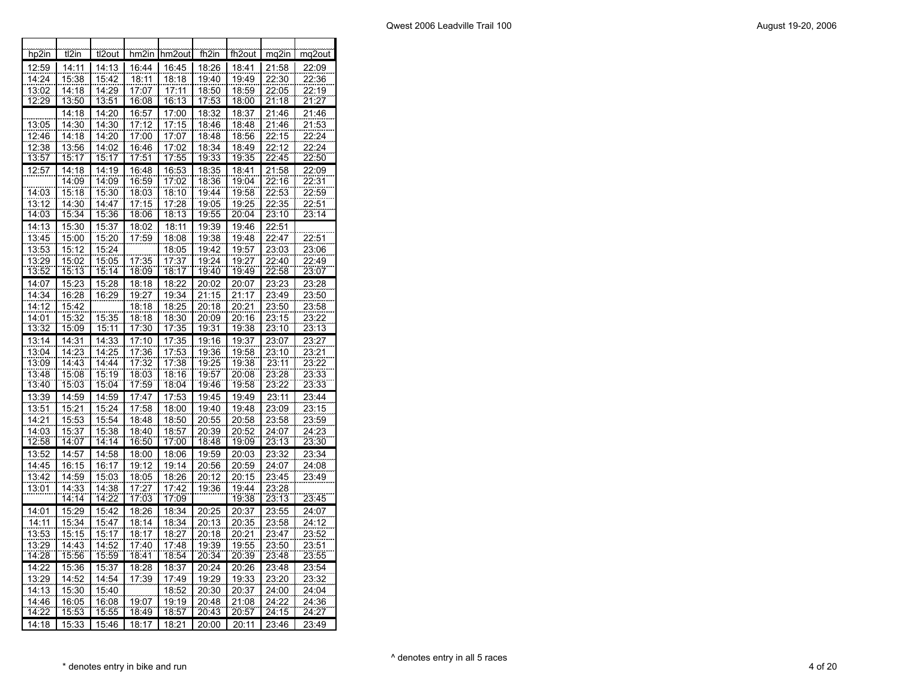| hp2in | tl2in | tl2out | hm2in | hm2out | fh2in | fh2out | mq2in | mq2out |
|---|---|---|---|---|---|---|---|---|
| 12:59 | 14:11 | 14:13 | 16:44 | 16:45 | 18:26 | 18:41 | 21:58 | 22:09 |
| 14:24 | 15:38 | 15:42 | 18:11 | 18:18 | 19:40 | 19:49 | 22:30 | 22:36 |
| 13:02 | 14:18 | 14:29 | 17:07 | 17:11 | 18:50 | 18:59 | 22:05 | 22:19 |
| 12:29 | 13:50 | 13:51 | 16:08 | 16:13 | 17:53 | 18:00 | 21:18 | 21:27 |
| | 14:18 | 14:20 | 16:57 | 17:00 | 18:32 | 18:37 | 21:46 | 21:46 |
| 13:05 | 14:30 | 14:30 | 17:12 | 17:15 | 18:46 | 18:48 | 21:46 | 21:53 |
| 12:46 | 14:18 | 14:20 | 17:00 | 17:07 | 18:48 | 18:56 | 22:15 | 22:24 |
| 12:38 | 13:56 | 14:02 | 16:46 | 17:02 | 18:34 | 18:49 | 22:12 | 22:24 |
| 13:57 | 15:17 | 15:17 | 17:51 | 17:55 | 19:33 | 19:35 | 22:45 | 22:50 |
| 12:57 | 14:18 | 14:19 | 16:48 | 16:53 | 18:35 | 18:41 | 21:58 | 22:09 |
| | 14:09 | 14:09 | 16:59 | 17:02 | 18:36 | 19:04 | 22:16 | 22:31 |
| 14:03 | 15:18 | 15:30 | 18:03 | 18:10 | 19:44 | 19:58 | 22:53 | 22:59 |
| 13:12 | 14:30 | 14:47 | 17:15 | 17:28 | 19:05 | 19:25 | 22:35 | 22:51 |
| 14:03 | 15:34 | 15:36 | 18:06 | 18:13 | 19:55 | 20:04 | 23:10 | 23:14 |
| 14:13 | 15:30 | 15:37 | 18:02 | 18:11 | 19:39 | 19:46 | 22:51 | |
| 13:45 | 15:00 | 15:20 | 17:59 | 18:08 | 19:38 | 19:48 | 22:47 | 22:51 |
| 13:53 | 15:12 | 15:24 | | 18:05 | 19:42 | 19:57 | 23:03 | 23:06 |
| 13:29 | 15:02 | 15:05 | 17:35 | 17:37 | 19:24 | 19:27 | 22:40 | 22:49 |
| 13:52 | 15:13 | 15:14 | 18:09 | 18:17 | 19:40 | 19:49 | 22:58 | 23:07 |
| 14:07 | 15:23 | 15:28 | 18:18 | 18:22 | 20:02 | 20:07 | 23:23 | 23:28 |
| 14:34 | 16:28 | 16:29 | 19:27 | 19:34 | 21:15 | 21:17 | 23:49 | 23:50 |
| 14:12 | 15:42 | | 18:18 | 18:25 | 20:18 | 20:21 | 23:50 | 23:58 |
| 14:01 | 15:32 | 15:35 | 18:18 | 18:30 | 20:09 | 20:16 | 23:15 | 23:22 |
| 13:32 | 15:09 | 15:11 | 17:30 | 17:35 | 19:31 | 19:38 | 23:10 | 23:13 |
| 13:14 | 14:31 | 14:33 | 17:10 | 17:35 | 19:16 | 19:37 | 23:07 | 23:27 |
| 13:04 | 14:23 | 14:25 | 17:36 | 17:53 | 19:36 | 19:58 | 23:10 | 23:21 |
| 13:09 | 14:43 | 14:44 | 17:32 | 17:38 | 19:25 | 19:38 | 23:11 | 23:22 |
| 13:48 | 15:08 | 15:19 | 18:03 | 18:16 | 19:57 | 20:08 | 23:28 | 23:33 |
| 13:40 | 15:03 | 15:04 | 17:59 | 18:04 | 19:46 | 19:58 | 23:22 | 23:33 |
| 13:39 | 14:59 | 14:59 | 17:47 | 17:53 | 19:45 | 19:49 | 23:11 | 23:44 |
| 13:51 | 15:21 | 15:24 | 17:58 | 18:00 | 19:40 | 19:48 | 23:09 | 23:15 |
| 14:21 | 15:53 | 15:54 | 18:48 | 18:50 | 20:55 | 20:58 | 23:58 | 23:59 |
| 14:03 | 15:37 | 15:38 | 18:40 | 18:57 | 20:39 | 20:52 | 24:07 | 24:23 |
| 12:58 | 14:07 | 14:14 | 16:50 | 17:00 | 18:48 | 19:09 | 23:13 | 23:30 |
| 13:52 | 14:57 | 14:58 | 18:00 | 18:06 | 19:59 | 20:03 | 23:32 | 23:34 |
| 14:45 | 16:15 | 16:17 | 19:12 | 19:14 | 20:56 | 20:59 | 24:07 | 24:08 |
| 13:42 | 14:59 | 15:03 | 18:05 | 18:26 | 20:12 | 20:15 | 23:45 | 23:49 |
| 13:01 | 14:33 | 14:38 | 17:27 | 17:42 | 19:36 | 19:44 | 23:28 | |
| | 14:14 | 14:22 | 17:03 | 17:09 | | 19:38 | 23:13 | 23:45 |
| 14:01 | 15:29 | 15:42 | 18:26 | 18:34 | 20:25 | 20:37 | 23:55 | 24:07 |
| 14:11 | 15:34 | 15:47 | 18:14 | 18:34 | 20:13 | 20:35 | 23:58 | 24:12 |
| 13:53 | 15:15 | 15:17 | 18:17 | 18:27 | 20:18 | 20:21 | 23:47 | 23:52 |
| 13:29 | 14:43 | 14:52 | 17:40 | 17:48 | 19:39 | 19:55 | 23:50 | 23:51 |
| 14:28 | 15:56 | 15:59 | 18:41 | 18:54 | 20:34 | 20:39 | 23:48 | 23:55 |
| 14:22 | 15:36 | 15:37 | 18:28 | 18:37 | 20:24 | 20:26 | 23:48 | 23:54 |
| 13:29 | 14:52 | 14:54 | 17:39 | 17:49 | 19:29 | 19:33 | 23:20 | 23:32 |
| 14:13 | 15:30 | 15:40 | | 18:52 | 20:30 | 20:37 | 24:00 | 24:04 |
| 14:46 | 16:05 | 16:08 | 19:07 | 19:19 | 20:48 | 21:08 | 24:22 | 24:36 |
| 14:22 | 15:53 | 15:55 | 18:49 | 18:57 | 20:43 | 20:57 | 24:15 | 24:27 |
| 14:18 | 15:33 | 15:46 | 18:17 | 18:21 | 20:00 | 20:11 | 23:46 | 23:49 |

\* denotes entry in bike and run

^ denotes entry in all 5 races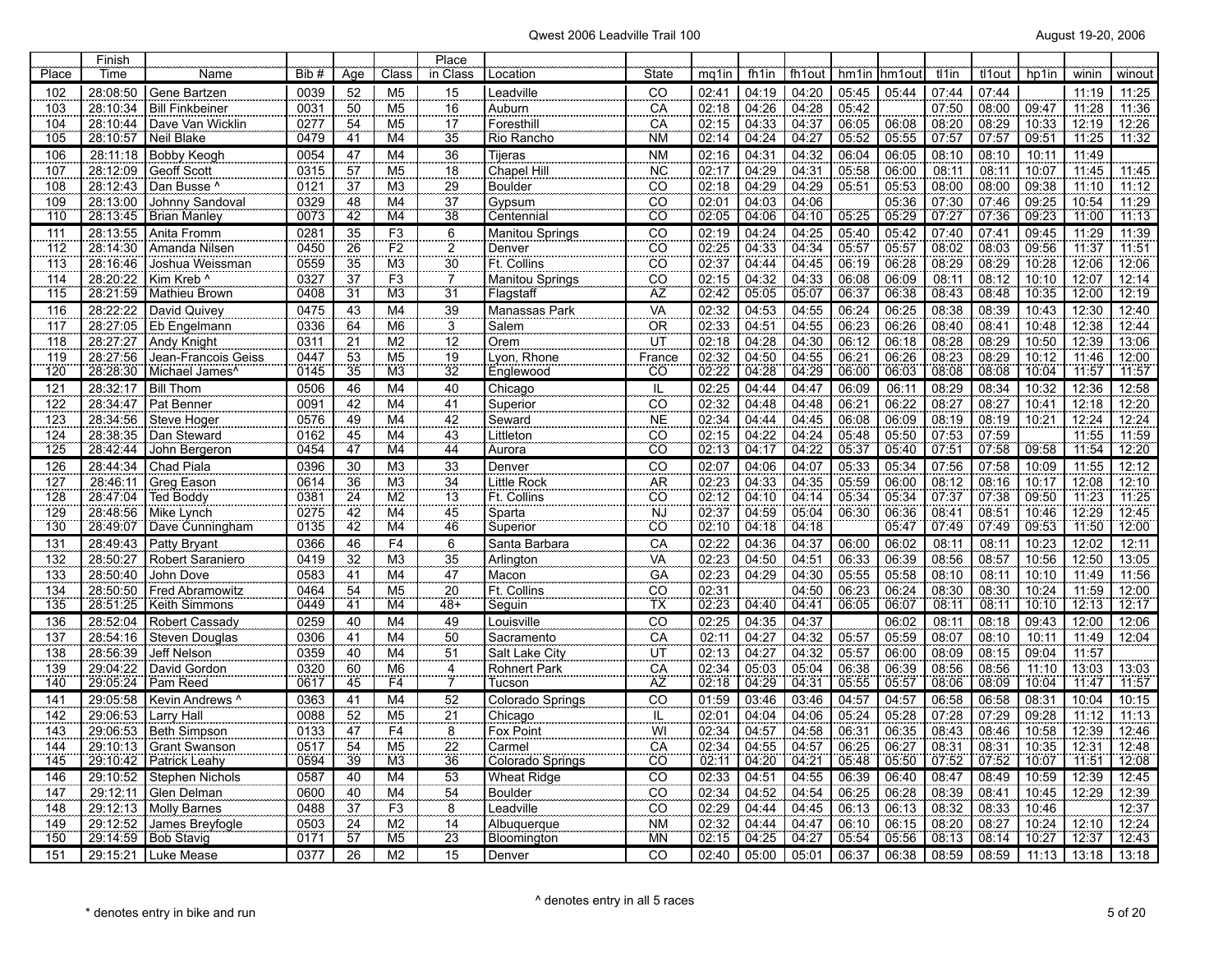Qwest 2006 Leadville Trail 100

August 19-20, 2006

| Place | Finish Time | Name | Bib # | Age | Class | Place in Class | Location | State | mq1in | fh1in | fh1out | hm1in | hm1out | tl1in | tl1out | hp1in | winin | winout |
|---|---|---|---|---|---|---|---|---|---|---|---|---|---|---|---|---|---|---|
| 102 | 28:08:50 | Gene Bartzen | 0039 | 52 | M5 | 15 | Leadville | CO | 02:41 | 04:19 | 04:20 | 05:45 | 05:44 | 07:44 | 07:44 | | 11:19 | 11:25 |
| 103 | 28:10:34 | Bill Finkbeiner | 0031 | 50 | M5 | 16 | Auburn | CA | 02:18 | 04:26 | 04:28 | 05:42 | | 07:50 | 08:00 | 09:47 | 11:28 | 11:36 |
| 104 | 28:10:44 | Dave Van Wicklin | 0277 | 54 | M5 | 17 | Foresthill | CA | 02:15 | 04:33 | 04:37 | 06:05 | 06:08 | 08:20 | 08:29 | 10:33 | 12:19 | 12:26 |
| 105 | 28:10:57 | Neil Blake | 0479 | 41 | M4 | 35 | Rio Rancho | NM | 02:14 | 04:24 | 04:27 | 05:52 | 05:55 | 07:57 | 07:57 | 09:51 | 11:25 | 11:32 |
| 106 | 28:11:18 | Bobby Keogh | 0054 | 47 | M4 | 36 | Tijeras | NM | 02:16 | 04:31 | 04:32 | 06:04 | 06:05 | 08:10 | 08:10 | 10:11 | 11:49 | |
| 107 | 28:12:09 | Geoff Scott | 0315 | 57 | M5 | 18 | Chapel Hill | NC | 02:17 | 04:29 | 04:31 | 05:58 | 06:00 | 08:11 | 08:11 | 10:07 | 11:45 | 11:45 |
| 108 | 28:12:43 | Dan Busse ^ | 0121 | 37 | M3 | 29 | Boulder | CO | 02:18 | 04:29 | 04:29 | 05:51 | 05:53 | 08:00 | 08:00 | 09:38 | 11:10 | 11:12 |
| 109 | 28:13:00 | Johnny Sandoval | 0329 | 48 | M4 | 37 | Gypsum | CO | 02:01 | 04:03 | 04:06 | | 05:36 | 07:30 | 07:46 | 09:25 | 10:54 | 11:29 |
| 110 | 28:13:45 | Brian Manley | 0073 | 42 | M4 | 38 | Centennial | CO | 02:05 | 04:06 | 04:10 | 05:25 | 05:29 | 07:27 | 07:36 | 09:23 | 11:00 | 11:13 |
| 111 | 28:13:55 | Anita Fromm | 0281 | 35 | F3 | 6 | Manitou Springs | CO | 02:19 | 04:24 | 04:25 | 05:40 | 05:42 | 07:40 | 07:41 | 09:45 | 11:29 | 11:39 |
| 112 | 28:14:30 | Amanda Nilsen | 0450 | 26 | F2 | 2 | Denver | CO | 02:25 | 04:33 | 04:34 | 05:57 | 05:57 | 08:02 | 08:03 | 09:56 | 11:37 | 11:51 |
| 113 | 28:16:46 | Joshua Weissman | 0559 | 35 | M3 | 30 | Ft. Collins | CO | 02:37 | 04:44 | 04:45 | 06:19 | 06:28 | 08:29 | 08:29 | 10:28 | 12:06 | 12:06 |
| 114 | 28:20:22 | Kim Kreb ^ | 0327 | 37 | F3 | 7 | Manitou Springs | CO | 02:15 | 04:32 | 04:33 | 06:08 | 06:09 | 08:11 | 08:12 | 10:10 | 12:07 | 12:14 |
| 115 | 28:21:59 | Mathieu Brown | 0408 | 31 | M3 | 31 | Flagstaff | AZ | 02:42 | 05:05 | 05:07 | 06:37 | 06:38 | 08:43 | 08:48 | 10:35 | 12:00 | 12:19 |
| 116 | 28:22:22 | David Quivey | 0475 | 43 | M4 | 39 | Manassas Park | VA | 02:32 | 04:53 | 04:55 | 06:24 | 06:25 | 08:38 | 08:39 | 10:43 | 12:30 | 12:40 |
| 117 | 28:27:05 | Eb Engelmann | 0336 | 64 | M6 | 3 | Salem | OR | 02:33 | 04:51 | 04:55 | 06:23 | 06:26 | 08:40 | 08:41 | 10:48 | 12:38 | 12:44 |
| 118 | 28:27:27 | Andy Knight | 0311 | 21 | M2 | 12 | Orem | UT | 02:18 | 04:28 | 04:30 | 06:12 | 06:18 | 08:28 | 08:29 | 10:50 | 12:39 | 13:06 |
| 119 | 28:27:56 | Jean-Francois Geiss | 0447 | 53 | M5 | 19 | Lyon, Rhone | France | 02:32 | 04:50 | 04:55 | 06:21 | 06:26 | 08:23 | 08:29 | 10:12 | 11:46 | 12:00 |
| 120 | 28:28:30 | Michael James^ | 0145 | 35 | M3 | 32 | Englewood | CO | 02:22 | 04:28 | 04:29 | 06:00 | 06:03 | 08:08 | 08:08 | 10:04 | 11:57 | 11:57 |
| 121 | 28:32:17 | Bill Thom | 0506 | 46 | M4 | 40 | Chicago | IL | 02:25 | 04:44 | 04:47 | 06:09 | 06:11 | 08:29 | 08:34 | 10:32 | 12:36 | 12:58 |
| 122 | 28:34:47 | Pat Benner | 0091 | 42 | M4 | 41 | Superior | CO | 02:32 | 04:48 | 04:48 | 06:21 | 06:22 | 08:27 | 08:27 | 10:41 | 12:18 | 12:20 |
| 123 | 28:34:56 | Steve Hoger | 0576 | 49 | M4 | 42 | Seward | NE | 02:34 | 04:44 | 04:45 | 06:08 | 06:09 | 08:19 | 08:19 | 10:21 | 12:24 | 12:24 |
| 124 | 28:38:35 | Dan Steward | 0162 | 45 | M4 | 43 | Littleton | CO | 02:15 | 04:22 | 04:24 | 05:48 | 05:50 | 07:53 | 07:59 | | 11:55 | 11:59 |
| 125 | 28:42:44 | John Bergeron | 0454 | 47 | M4 | 44 | Aurora | CO | 02:13 | 04:17 | 04:22 | 05:37 | 05:40 | 07:51 | 07:58 | 09:58 | 11:54 | 12:20 |
| 126 | 28:44:34 | Chad Piala | 0396 | 30 | M3 | 33 | Denver | CO | 02:07 | 04:06 | 04:07 | 05:33 | 05:34 | 07:56 | 07:58 | 10:09 | 11:55 | 12:12 |
| 127 | 28:46:11 | Greg Eason | 0614 | 36 | M3 | 34 | Little Rock | AR | 02:23 | 04:33 | 04:35 | 05:59 | 06:00 | 08:12 | 08:16 | 10:17 | 12:08 | 12:10 |
| 128 | 28:47:04 | Ted Boddy | 0381 | 24 | M2 | 13 | Ft. Collins | CO | 02:12 | 04:10 | 04:14 | 05:34 | 05:34 | 07:37 | 07:38 | 09:50 | 11:23 | 11:25 |
| 129 | 28:48:56 | Mike Lynch | 0275 | 42 | M4 | 45 | Sparta | NJ | 02:37 | 04:59 | 05:04 | 06:30 | 06:36 | 08:41 | 08:51 | 10:46 | 12:29 | 12:45 |
| 130 | 28:49:07 | Dave Cunningham | 0135 | 42 | M4 | 46 | Superior | CO | 02:10 | 04:18 | 04:18 | | 05:47 | 07:49 | 07:49 | 09:53 | 11:50 | 12:00 |
| 131 | 28:49:43 | Patty Bryant | 0366 | 46 | F4 | 6 | Santa Barbara | CA | 02:22 | 04:36 | 04:37 | 06:00 | 06:02 | 08:11 | 08:11 | 10:23 | 12:02 | 12:11 |
| 132 | 28:50:27 | Robert Saraniero | 0419 | 32 | M3 | 35 | Arlington | VA | 02:23 | 04:50 | 04:51 | 06:33 | 06:39 | 08:56 | 08:57 | 10:56 | 12:50 | 13:05 |
| 133 | 28:50:40 | John Dove | 0583 | 41 | M4 | 47 | Macon | GA | 02:23 | 04:29 | 04:30 | 05:55 | 05:58 | 08:10 | 08:11 | 10:10 | 11:49 | 11:56 |
| 134 | 28:50:50 | Fred Abramowitz | 0464 | 54 | M5 | 20 | Ft. Collins | CO | 02:31 | | 04:50 | 06:23 | 06:24 | 08:30 | 08:30 | 10:24 | 11:59 | 12:00 |
| 135 | 28:51:25 | Keith Simmons | 0449 | 41 | M4 | 48+ | Seguin | TX | 02:23 | 04:40 | 04:41 | 06:05 | 06:07 | 08:11 | 08:11 | 10:10 | 12:13 | 12:17 |
| 136 | 28:52:04 | Robert Cassady | 0259 | 40 | M4 | 49 | Louisville | CO | 02:25 | 04:35 | 04:37 | | 06:02 | 08:11 | 08:18 | 09:43 | 12:00 | 12:06 |
| 137 | 28:54:16 | Steven Douglas | 0306 | 41 | M4 | 50 | Sacramento | CA | 02:11 | 04:27 | 04:32 | 05:57 | 05:59 | 08:07 | 08:10 | 10:11 | 11:49 | 12:04 |
| 138 | 28:56:39 | Jeff Nelson | 0359 | 40 | M4 | 51 | Salt Lake City | UT | 02:13 | 04:27 | 04:32 | 05:57 | 06:00 | 08:09 | 08:15 | 09:04 | 11:57 | |
| 139 | 29:04:22 | David Gordon | 0320 | 60 | M6 | 4 | Rohnert Park | CA | 02:34 | 05:03 | 05:04 | 06:38 | 06:39 | 08:56 | 08:56 | 11:10 | 13:03 | 13:03 |
| 140 | 29:05:24 | Pam Reed | 0617 | 45 | F4 | 7 | Tucson | AZ | 02:18 | 04:29 | 04:31 | 05:55 | 05:57 | 08:06 | 08:09 | 10:04 | 11:47 | 11:57 |
| 141 | 29:05:58 | Kevin Andrews ^ | 0363 | 41 | M4 | 52 | Colorado Springs | CO | 01:59 | 03:46 | 03:46 | 04:57 | 04:57 | 06:58 | 06:58 | 08:31 | 10:04 | 10:15 |
| 142 | 29:06:53 | Larry Hall | 0088 | 52 | M5 | 21 | Chicago | IL | 02:01 | 04:04 | 04:06 | 05:24 | 05:28 | 07:28 | 07:29 | 09:28 | 11:12 | 11:13 |
| 143 | 29:06:53 | Beth Simpson | 0133 | 47 | F4 | 8 | Fox Point | WI | 02:34 | 04:57 | 04:58 | 06:31 | 06:35 | 08:43 | 08:46 | 10:58 | 12:39 | 12:46 |
| 144 | 29:10:13 | Grant Swanson | 0517 | 54 | M5 | 22 | Carmel | CA | 02:34 | 04:55 | 04:57 | 06:25 | 06:27 | 08:31 | 08:31 | 10:35 | 12:31 | 12:48 |
| 145 | 29:10:42 | Patrick Leahy | 0594 | 39 | M3 | 36 | Colorado Springs | CO | 02:11 | 04:20 | 04:21 | 05:48 | 05:50 | 07:52 | 07:52 | 10:07 | 11:51 | 12:08 |
| 146 | 29:10:52 | Stephen Nichols | 0587 | 40 | M4 | 53 | Wheat Ridge | CO | 02:33 | 04:51 | 04:55 | 06:39 | 06:40 | 08:47 | 08:49 | 10:59 | 12:39 | 12:45 |
| 147 | 29:12:11 | Glen Delman | 0600 | 40 | M4 | 54 | Boulder | CO | 02:34 | 04:52 | 04:54 | 06:25 | 06:28 | 08:39 | 08:41 | 10:45 | 12:29 | 12:39 |
| 148 | 29:12:13 | Molly Barnes | 0488 | 37 | F3 | 8 | Leadville | CO | 02:29 | 04:44 | 04:45 | 06:13 | 06:13 | 08:32 | 08:33 | 10:46 | | 12:37 |
| 149 | 29:12:52 | James Breyfogle | 0503 | 24 | M2 | 14 | Albuquerque | NM | 02:32 | 04:44 | 04:47 | 06:10 | 06:15 | 08:20 | 08:27 | 10:24 | 12:10 | 12:24 |
| 150 | 29:14:59 | Bob Stavig | 0171 | 57 | M5 | 23 | Bloomington | MN | 02:15 | 04:25 | 04:27 | 05:54 | 05:56 | 08:13 | 08:14 | 10:27 | 12:37 | 12:43 |
| 151 | 29:15:21 | Luke Mease | 0377 | 26 | M2 | 15 | Denver | CO | 02:40 | 05:00 | 05:01 | 06:37 | 06:38 | 08:59 | 08:59 | 11:13 | 13:18 | 13:18 |

^ denotes entry in all 5 races

* denotes entry in bike and run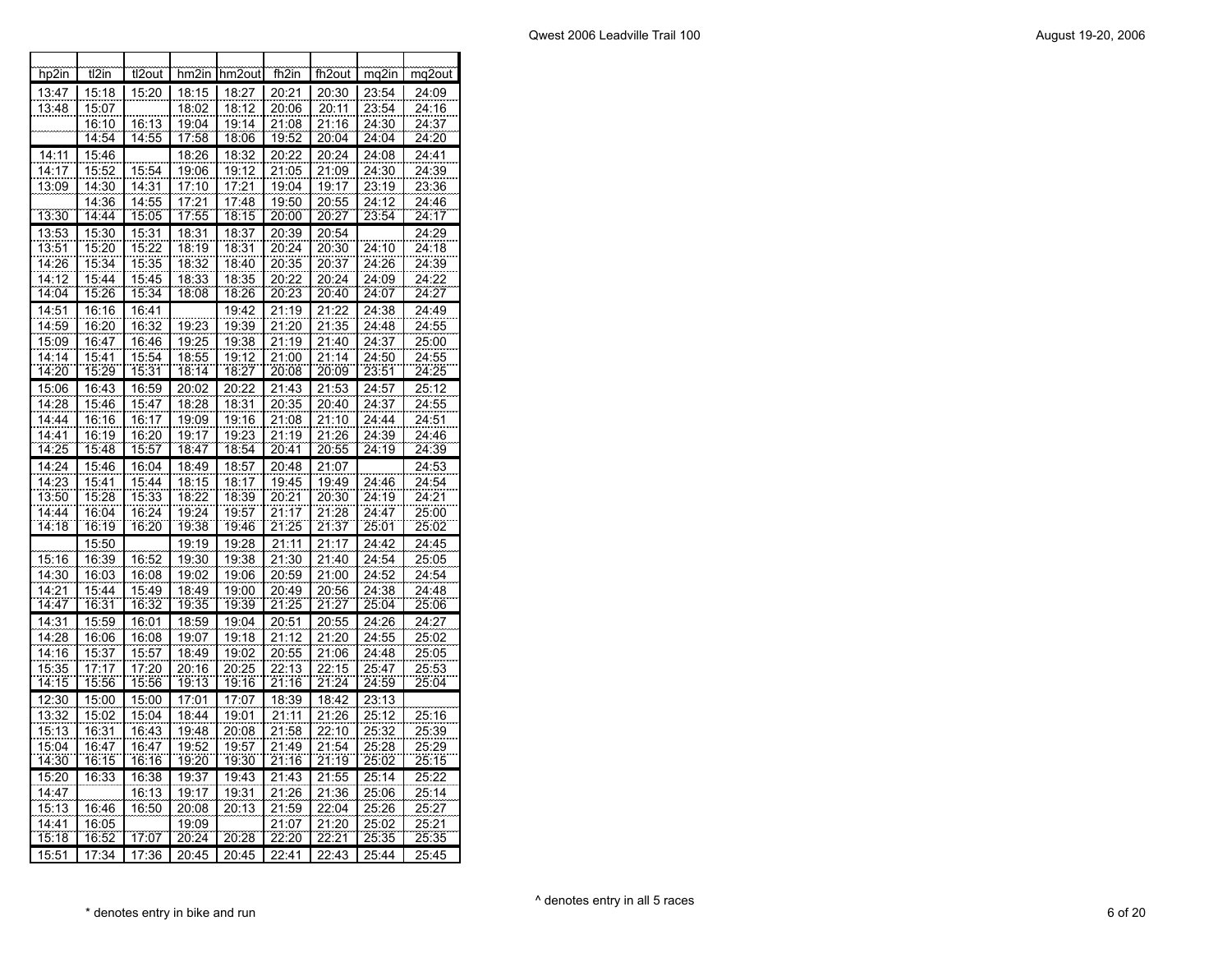| hp2in | tl2in | tl2out | hm2in | hm2out | fh2in | fh2out | mq2in | mq2out |
|---|---|---|---|---|---|---|---|---|
| 13:47 | 15:18 | 15:20 | 18:15 | 18:27 | 20:21 | 20:30 | 23:54 | 24:09 |
| 13:48 | 15:07 | | 18:02 | 18:12 | 20:06 | 20:11 | 23:54 | 24:16 |
| | 16:10 | 16:13 | 19:04 | 19:14 | 21:08 | 21:16 | 24:30 | 24:37 |
| | 14:54 | 14:55 | 17:58 | 18:06 | 19:52 | 20:04 | 24:04 | 24:20 |
| 14:11 | 15:46 | | 18:26 | 18:32 | 20:22 | 20:24 | 24:08 | 24:41 |
| 14:17 | 15:52 | 15:54 | 19:06 | 19:12 | 21:05 | 21:09 | 24:30 | 24:39 |
| 13:09 | 14:30 | 14:31 | 17:10 | 17:21 | 19:04 | 19:17 | 23:19 | 23:36 |
| | 14:36 | 14:55 | 17:21 | 17:48 | 19:50 | 20:55 | 24:12 | 24:46 |
| 13:30 | 14:44 | 15:05 | 17:55 | 18:15 | 20:00 | 20:27 | 23:54 | 24:17 |
| 13:53 | 15:30 | 15:31 | 18:31 | 18:37 | 20:39 | 20:54 | | 24:29 |
| 13:51 | 15:20 | 15:22 | 18:19 | 18:31 | 20:24 | 20:30 | 24:10 | 24:18 |
| 14:26 | 15:34 | 15:35 | 18:32 | 18:40 | 20:35 | 20:37 | 24:26 | 24:39 |
| 14:12 | 15:44 | 15:45 | 18:33 | 18:35 | 20:22 | 20:24 | 24:09 | 24:22 |
| 14:04 | 15:26 | 15:34 | 18:08 | 18:26 | 20:23 | 20:40 | 24:07 | 24:27 |
| 14:51 | 16:16 | 16:41 | | 19:42 | 21:19 | 21:22 | 24:38 | 24:49 |
| 14:59 | 16:20 | 16:32 | 19:23 | 19:39 | 21:20 | 21:35 | 24:48 | 24:55 |
| 15:09 | 16:47 | 16:46 | 19:25 | 19:38 | 21:19 | 21:40 | 24:37 | 25:00 |
| 14:14 | 15:41 | 15:54 | 18:55 | 19:12 | 21:00 | 21:14 | 24:50 | 24:55 |
| 14:20 | 15:29 | 15:31 | 18:14 | 18:27 | 20:08 | 20:09 | 23:51 | 24:25 |
| 15:06 | 16:43 | 16:59 | 20:02 | 20:22 | 21:43 | 21:53 | 24:57 | 25:12 |
| 14:28 | 15:46 | 15:47 | 18:28 | 18:31 | 20:35 | 20:40 | 24:37 | 24:55 |
| 14:44 | 16:16 | 16:17 | 19:09 | 19:16 | 21:08 | 21:10 | 24:44 | 24:51 |
| 14:41 | 16:19 | 16:20 | 19:17 | 19:23 | 21:19 | 21:26 | 24:39 | 24:46 |
| 14:25 | 15:48 | 15:57 | 18:47 | 18:54 | 20:41 | 20:55 | 24:19 | 24:39 |
| 14:24 | 15:46 | 16:04 | 18:49 | 18:57 | 20:48 | 21:07 | | 24:53 |
| 14:23 | 15:41 | 15:44 | 18:15 | 18:17 | 19:45 | 19:49 | 24:46 | 24:54 |
| 13:50 | 15:28 | 15:33 | 18:22 | 18:39 | 20:21 | 20:30 | 24:19 | 24:21 |
| 14:44 | 16:04 | 16:24 | 19:24 | 19:57 | 21:17 | 21:28 | 24:47 | 25:00 |
| 14:18 | 16:19 | 16:20 | 19:38 | 19:46 | 21:25 | 21:37 | 25:01 | 25:02 |
| | 15:50 | | 19:19 | 19:28 | 21:11 | 21:17 | 24:42 | 24:45 |
| 15:16 | 16:39 | 16:52 | 19:30 | 19:38 | 21:30 | 21:40 | 24:54 | 25:05 |
| 14:30 | 16:03 | 16:08 | 19:02 | 19:06 | 20:59 | 21:00 | 24:52 | 24:54 |
| 14:21 | 15:44 | 15:49 | 18:49 | 19:00 | 20:49 | 20:56 | 24:38 | 24:48 |
| 14:47 | 16:31 | 16:32 | 19:35 | 19:39 | 21:25 | 21:27 | 25:04 | 25:06 |
| 14:31 | 15:59 | 16:01 | 18:59 | 19:04 | 20:51 | 20:55 | 24:26 | 24:27 |
| 14:28 | 16:06 | 16:08 | 19:07 | 19:18 | 21:12 | 21:20 | 24:55 | 25:02 |
| 14:16 | 15:37 | 15:57 | 18:49 | 19:02 | 20:55 | 21:06 | 24:48 | 25:05 |
| 15:35 | 17:17 | 17:20 | 20:16 | 20:25 | 22:13 | 22:15 | 25:47 | 25:53 |
| 14:15 | 15:56 | 15:56 | 19:13 | 19:16 | 21:16 | 21:24 | 24:59 | 25:04 |
| 12:30 | 15:00 | 15:00 | 17:01 | 17:07 | 18:39 | 18:42 | 23:13 | |
| 13:32 | 15:02 | 15:04 | 18:44 | 19:01 | 21:11 | 21:26 | 25:12 | 25:16 |
| 15:13 | 16:31 | 16:43 | 19:48 | 20:08 | 21:58 | 22:10 | 25:32 | 25:39 |
| 15:04 | 16:47 | 16:47 | 19:52 | 19:57 | 21:49 | 21:54 | 25:28 | 25:29 |
| 14:30 | 16:15 | 16:16 | 19:20 | 19:30 | 21:16 | 21:19 | 25:02 | 25:15 |
| 15:20 | 16:33 | 16:38 | 19:37 | 19:43 | 21:43 | 21:55 | 25:14 | 25:22 |
| 14:47 | | 16:13 | 19:17 | 19:31 | 21:26 | 21:36 | 25:06 | 25:14 |
| 15:13 | 16:46 | 16:50 | 20:08 | 20:13 | 21:59 | 22:04 | 25:26 | 25:27 |
| 14:41 | 16:05 | | 19:09 | | 21:07 | 21:20 | 25:02 | 25:21 |
| 15:18 | 16:52 | 17:07 | 20:24 | 20:28 | 22:20 | 22:21 | 25:35 | 25:35 |
| 15:51 | 17:34 | 17:36 | 20:45 | 20:45 | 22:41 | 22:43 | 25:44 | 25:45 |

\* denotes entry in bike and run

^ denotes entry in all 5 races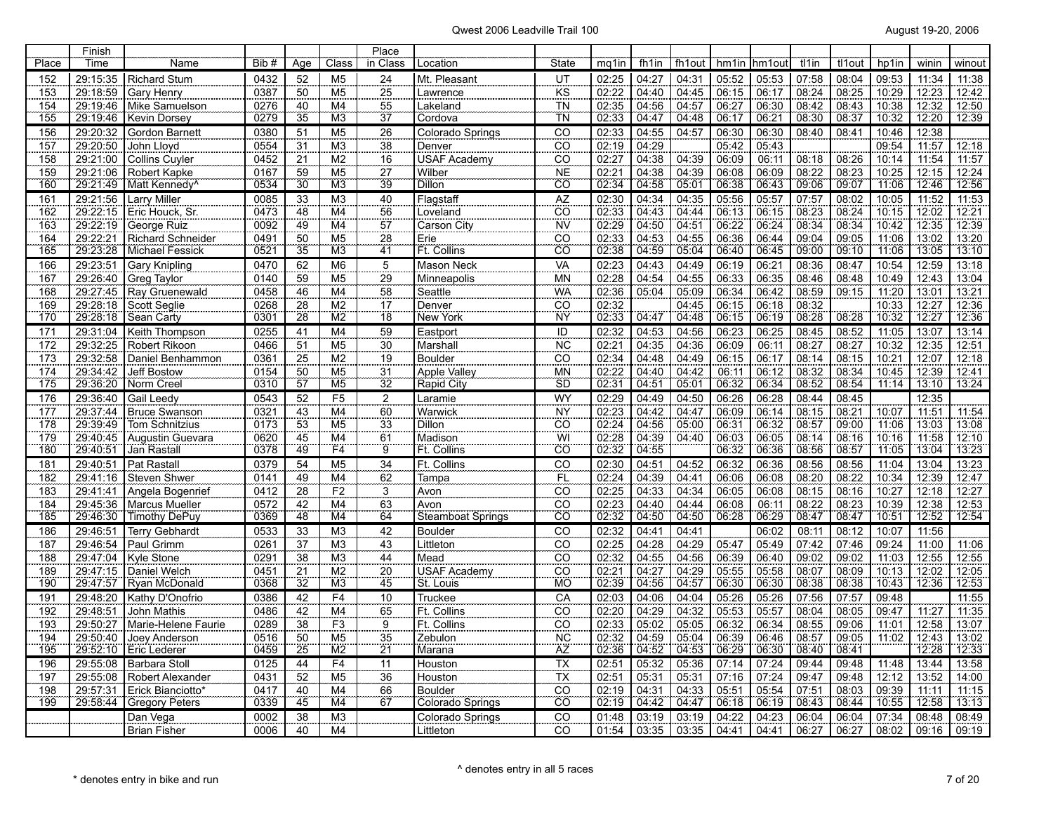| Place | Finish Time | Name | Bib # | Age | Class | Place in Class | Location | State | mq1in | fh1in | fh1out | hm1in | hm1out | tl1in | tl1out | hp1in | winin | winout |
|---|---|---|---|---|---|---|---|---|---|---|---|---|---|---|---|---|---|---|
| 152 | 29:15:35 | Richard Stum | 0432 | 52 | M5 | 24 | Mt. Pleasant | UT | 02:25 | 04:27 | 04:31 | 05:52 | 05:53 | 07:58 | 08:04 | 09:53 | 11:34 | 11:38 |
| 153 | 29:18:59 | Gary Henry | 0387 | 50 | M5 | 25 | Lawrence | KS | 02:22 | 04:40 | 04:45 | 06:15 | 06:17 | 08:24 | 08:25 | 10:29 | 12:23 | 12:42 |
| 154 | 29:19:46 | Mike Samuelson | 0276 | 40 | M4 | 55 | Lakeland | TN | 02:35 | 04:56 | 04:57 | 06:27 | 06:30 | 08:42 | 08:43 | 10:38 | 12:32 | 12:50 |
| 155 | 29:19:46 | Kevin Dorsey | 0279 | 35 | M3 | 37 | Cordova | TN | 02:33 | 04:47 | 04:48 | 06:17 | 06:21 | 08:30 | 08:37 | 10:32 | 12:20 | 12:39 |
| 156 | 29:20:32 | Gordon Barnett | 0380 | 51 | M5 | 26 | Colorado Springs | CO | 02:33 | 04:55 | 04:57 | 06:30 | 06:30 | 08:40 | 08:41 | 10:46 | 12:38 | |
| 157 | 29:20:50 | John Lloyd | 0554 | 31 | M3 | 38 | Denver | CO | 02:19 | 04:29 | | 05:42 | 05:43 | | | 09:54 | 11:57 | 12:18 |
| 158 | 29:21:00 | Collins Cuyler | 0452 | 21 | M2 | 16 | USAF Academy | CO | 02:27 | 04:38 | 04:39 | 06:09 | 06:11 | 08:18 | 08:26 | 10:14 | 11:54 | 11:57 |
| 159 | 29:21:06 | Robert Kapke | 0167 | 59 | M5 | 27 | Wilber | NE | 02:21 | 04:38 | 04:39 | 06:08 | 06:09 | 08:22 | 08:23 | 10:25 | 12:15 | 12:24 |
| 160 | 29:21:49 | Matt Kennedy^ | 0534 | 30 | M3 | 39 | Dillon | CO | 02:34 | 04:58 | 05:01 | 06:38 | 06:43 | 09:06 | 09:07 | 11:06 | 12:46 | 12:56 |
| 161 | 29:21:56 | Larry Miller | 0085 | 33 | M3 | 40 | Flagstaff | AZ | 02:30 | 04:34 | 04:35 | 05:56 | 05:57 | 07:57 | 08:02 | 10:05 | 11:52 | 11:53 |
| 162 | 29:22:15 | Eric Houck, Sr. | 0473 | 48 | M4 | 56 | Loveland | CO | 02:33 | 04:43 | 04:44 | 06:13 | 06:15 | 08:23 | 08:24 | 10:15 | 12:02 | 12:21 |
| 163 | 29:22:19 | George Ruiz | 0092 | 49 | M4 | 57 | Carson City | NV | 02:29 | 04:50 | 04:51 | 06:22 | 06:24 | 08:34 | 08:34 | 10:42 | 12:35 | 12:39 |
| 164 | 29:22:21 | Richard Schneider | 0491 | 50 | M5 | 28 | Erie | CO | 02:33 | 04:53 | 04:55 | 06:36 | 06:44 | 09:04 | 09:05 | 11:06 | 13:02 | 13:20 |
| 165 | 29:23:28 | Michael Fessick | 0521 | 35 | M3 | 41 | Ft. Collins | CO | 02:38 | 04:59 | 05:04 | 06:40 | 06:45 | 09:00 | 09:10 | 11:06 | 13:05 | 13:10 |
| 166 | 29:23:51 | Gary Knipling | 0470 | 62 | M6 | 5 | Mason Neck | VA | 02:23 | 04:43 | 04:49 | 06:19 | 06:21 | 08:36 | 08:47 | 10:54 | 12:59 | 13:18 |
| 167 | 29:26:40 | Greg Taylor | 0140 | 59 | M5 | 29 | Minneapolis | MN | 02:28 | 04:54 | 04:55 | 06:33 | 06:35 | 08:46 | 08:48 | 10:49 | 12:43 | 13:04 |
| 168 | 29:27:45 | Ray Gruenewald | 0458 | 46 | M4 | 58 | Seattle | WA | 02:36 | 05:04 | 05:09 | 06:34 | 06:42 | 08:59 | 09:15 | 11:20 | 13:01 | 13:21 |
| 169 | 29:28:18 | Scott Seglie | 0268 | 28 | M2 | 17 | Denver | CO | 02:32 | | 04:45 | 06:15 | 06:18 | 08:32 | | 10:33 | 12:27 | 12:36 |
| 170 | 29:28:18 | Sean Carty | 0301 | 28 | M2 | 18 | New York | NY | 02:33 | 04:47 | 04:48 | 06:15 | 06:19 | 08:28 | 08:28 | 10:32 | 12:27 | 12:36 |
| 171 | 29:31:04 | Keith Thompson | 0255 | 41 | M4 | 59 | Eastport | ID | 02:32 | 04:53 | 04:56 | 06:23 | 06:25 | 08:45 | 08:52 | 11:05 | 13:07 | 13:14 |
| 172 | 29:32:25 | Robert Rikoon | 0466 | 51 | M5 | 30 | Marshall | NC | 02:21 | 04:35 | 04:36 | 06:09 | 06:11 | 08:27 | 08:27 | 10:32 | 12:35 | 12:51 |
| 173 | 29:32:58 | Daniel Benhammon | 0361 | 25 | M2 | 19 | Boulder | CO | 02:34 | 04:48 | 04:49 | 06:15 | 06:17 | 08:14 | 08:15 | 10:21 | 12:07 | 12:18 |
| 174 | 29:34:42 | Jeff Bostow | 0154 | 50 | M5 | 31 | Apple Valley | MN | 02:22 | 04:40 | 04:42 | 06:11 | 06:12 | 08:32 | 08:34 | 10:45 | 12:39 | 12:41 |
| 175 | 29:36:20 | Norm Creel | 0310 | 57 | M5 | 32 | Rapid City | SD | 02:31 | 04:51 | 05:01 | 06:32 | 06:34 | 08:52 | 08:54 | 11:14 | 13:10 | 13:24 |
| 176 | 29:36:40 | Gail Leedy | 0543 | 52 | F5 | 2 | Laramie | WY | 02:29 | 04:49 | 04:50 | 06:26 | 06:28 | 08:44 | 08:45 | | 12:35 | |
| 177 | 29:37:44 | Bruce Swanson | 0321 | 43 | M4 | 60 | Warwick | NY | 02:23 | 04:42 | 04:47 | 06:09 | 06:14 | 08:15 | 08:21 | 10:07 | 11:51 | 11:54 |
| 178 | 29:39:49 | Tom Schnitzius | 0173 | 53 | M5 | 33 | Dillon | CO | 02:24 | 04:56 | 05:00 | 06:31 | 06:32 | 08:57 | 09:00 | 11:06 | 13:03 | 13:08 |
| 179 | 29:40:45 | Augustin Guevara | 0620 | 45 | M4 | 61 | Madison | WI | 02:28 | 04:39 | 04:40 | 06:03 | 06:05 | 08:14 | 08:16 | 10:16 | 11:58 | 12:10 |
| 180 | 29:40:51 | Jan Rastall | 0378 | 49 | F4 | 9 | Ft. Collins | CO | 02:32 | 04:55 | | 06:32 | 06:36 | 08:56 | 08:57 | 11:05 | 13:04 | 13:23 |
| 181 | 29:40:51 | Pat Rastall | 0379 | 54 | M5 | 34 | Ft. Collins | CO | 02:30 | 04:51 | 04:52 | 06:32 | 06:36 | 08:56 | 08:56 | 11:04 | 13:04 | 13:23 |
| 182 | 29:41:16 | Steven Shwer | 0141 | 49 | M4 | 62 | Tampa | FL | 02:24 | 04:39 | 04:41 | 06:06 | 06:08 | 08:20 | 08:22 | 10:34 | 12:39 | 12:47 |
| 183 | 29:41:41 | Angela Bogenrief | 0412 | 28 | F2 | 3 | Avon | CO | 02:25 | 04:33 | 04:34 | 06:05 | 06:08 | 08:15 | 08:16 | 10:27 | 12:18 | 12:27 |
| 184 | 29:45:36 | Marcus Mueller | 0572 | 42 | M4 | 63 | Avon | CO | 02:23 | 04:40 | 04:44 | 06:08 | 06:11 | 08:22 | 08:23 | 10:39 | 12:38 | 12:53 |
| 185 | 29:46:30 | Timothy DePuy | 0369 | 48 | M4 | 64 | Steamboat Springs | CO | 02:32 | 04:50 | 04:50 | 06:28 | 06:29 | 08:47 | 08:47 | 10:51 | 12:52 | 12:54 |
| 186 | 29:46:51 | Terry Gebhardt | 0533 | 33 | M3 | 42 | Boulder | CO | 02:32 | 04:41 | 04:41 | | 06:02 | 08:11 | 08:12 | 10:07 | 11:56 | |
| 187 | 29:46:54 | Paul Grimm | 0261 | 37 | M3 | 43 | Littleton | CO | 02:25 | 04:28 | 04:29 | 05:47 | 05:49 | 07:42 | 07:46 | 09:24 | 11:00 | 11:06 |
| 188 | 29:47:04 | Kyle Stone | 0291 | 38 | M3 | 44 | Mead | CO | 02:32 | 04:55 | 04:56 | 06:39 | 06:40 | 09:02 | 09:02 | 11:03 | 12:55 | 12:55 |
| 189 | 29:47:15 | Daniel Welch | 0451 | 21 | M2 | 20 | USAF Academy | CO | 02:21 | 04:27 | 04:29 | 05:55 | 05:58 | 08:07 | 08:09 | 10:13 | 12:02 | 12:05 |
| 190 | 29:47:57 | Ryan McDonald | 0368 | 32 | M3 | 45 | St. Louis | MO | 02:39 | 04:56 | 04:57 | 06:30 | 06:30 | 08:38 | 08:38 | 10:43 | 12:36 | 12:53 |
| 191 | 29:48:20 | Kathy D'Onofrio | 0386 | 42 | F4 | 10 | Truckee | CA | 02:03 | 04:06 | 04:04 | 05:26 | 05:26 | 07:56 | 07:57 | 09:48 | | 11:55 |
| 192 | 29:48:51 | John Mathis | 0486 | 42 | M4 | 65 | Ft. Collins | CO | 02:20 | 04:29 | 04:32 | 05:53 | 05:57 | 08:04 | 08:05 | 09:47 | 11:27 | 11:35 |
| 193 | 29:50:27 | Marie-Helene Faurie | 0289 | 38 | F3 | 9 | Ft. Collins | CO | 02:33 | 05:02 | 05:05 | 06:32 | 06:34 | 08:55 | 09:06 | 11:01 | 12:58 | 13:07 |
| 194 | 29:50:40 | Joey Anderson | 0516 | 50 | M5 | 35 | Zebulon | NC | 02:32 | 04:59 | 05:04 | 06:39 | 06:46 | 08:57 | 09:05 | 11:02 | 12:43 | 13:02 |
| 195 | 29:52:10 | Eric Lederer | 0459 | 25 | M2 | 21 | Marana | AZ | 02:36 | 04:52 | 04:53 | 06:29 | 06:30 | 08:40 | 08:41 | | 12:28 | 12:33 |
| 196 | 29:55:08 | Barbara Stoll | 0125 | 44 | F4 | 11 | Houston | TX | 02:51 | 05:32 | 05:36 | 07:14 | 07:24 | 09:44 | 09:48 | 11:48 | 13:44 | 13:58 |
| 197 | 29:55:08 | Robert Alexander | 0431 | 52 | M5 | 36 | Houston | TX | 02:51 | 05:31 | 05:31 | 07:16 | 07:24 | 09:47 | 09:48 | 12:12 | 13:52 | 14:00 |
| 198 | 29:57:31 | Erick Bianciotto* | 0417 | 40 | M4 | 66 | Boulder | CO | 02:19 | 04:31 | 04:33 | 05:51 | 05:54 | 07:51 | 08:03 | 09:39 | 11:11 | 11:15 |
| 199 | 29:58:44 | Gregory Peters | 0339 | 45 | M4 | 67 | Colorado Springs | CO | 02:19 | 04:42 | 04:47 | 06:18 | 06:19 | 08:43 | 08:44 | 10:55 | 12:58 | 13:13 |
| | | Dan Vega | 0002 | 38 | M3 | | Colorado Springs | CO | 01:48 | 03:19 | 03:19 | 04:22 | 04:23 | 06:04 | 06:04 | 07:34 | 08:48 | 08:49 |
| | | Brian Fisher | 0006 | 40 | M4 | | Littleton | CO | 01:54 | 03:35 | 03:35 | 04:41 | 04:41 | 06:27 | 06:27 | 08:02 | 09:16 | 09:19 |

^ denotes entry in all 5 races

* denotes entry in bike and run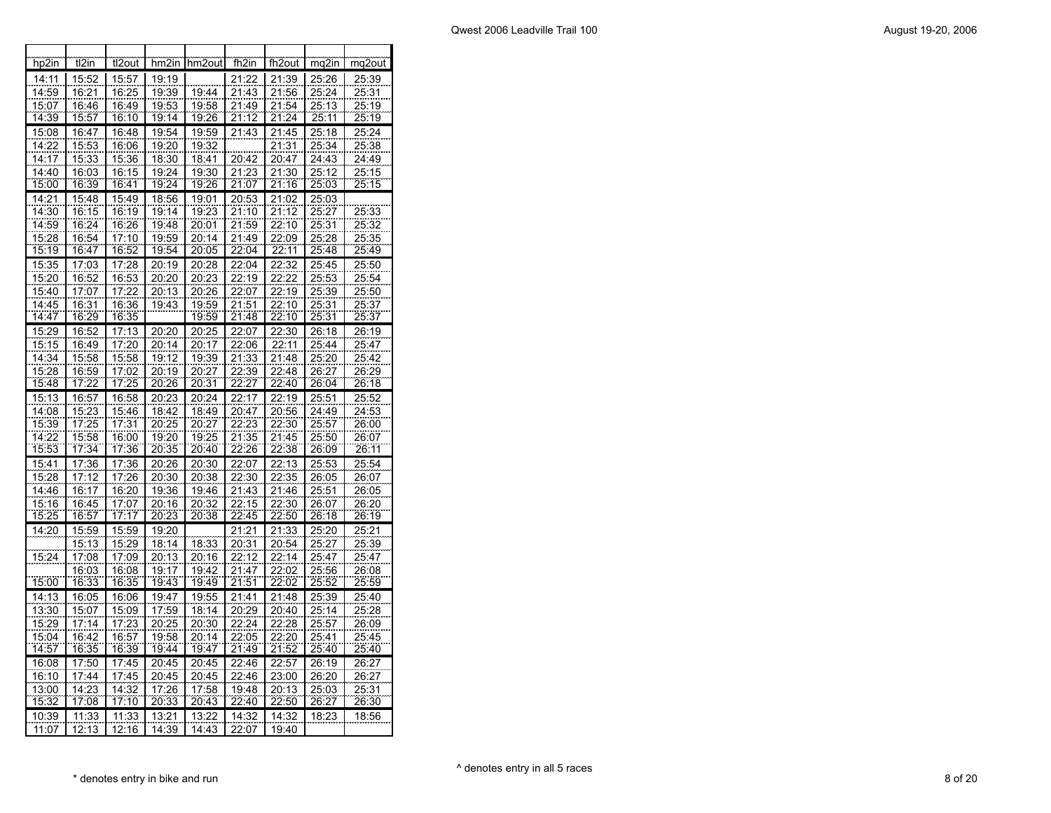| hp2in | tl2in | tl2out | hm2in | hm2out | fh2in | fh2out | mq2in | mq2out |
|---|---|---|---|---|---|---|---|---|
| 14:11 | 15:52 | 15:57 | 19:19 | | 21:22 | 21:39 | 25:26 | 25:39 |
| 14:59 | 16:21 | 16:25 | 19:39 | 19:44 | 21:43 | 21:56 | 25:24 | 25:31 |
| 15:07 | 16:46 | 16:49 | 19:53 | 19:58 | 21:49 | 21:54 | 25:13 | 25:19 |
| 14:39 | 15:57 | 16:10 | 19:14 | 19:26 | 21:12 | 21:24 | 25:11 | 25:19 |
| 15:08 | 16:47 | 16:48 | 19:54 | 19:59 | 21:43 | 21:45 | 25:18 | 25:24 |
| 14:22 | 15:53 | 16:06 | 19:20 | 19:32 | | 21:31 | 25:34 | 25:38 |
| 14:17 | 15:33 | 15:36 | 18:30 | 18:41 | 20:42 | 20:47 | 24:43 | 24:49 |
| 14:40 | 16:03 | 16:15 | 19:24 | 19:30 | 21:23 | 21:30 | 25:12 | 25:15 |
| 15:00 | 16:39 | 16:41 | 19:24 | 19:26 | 21:07 | 21:16 | 25:03 | 25:15 |
| 14:21 | 15:48 | 15:49 | 18:56 | 19:01 | 20:53 | 21:02 | 25:03 | |
| 14:30 | 16:15 | 16:19 | 19:14 | 19:23 | 21:10 | 21:12 | 25:27 | 25:33 |
| 14:59 | 16:24 | 16:26 | 19:48 | 20:01 | 21:59 | 22:10 | 25:31 | 25:32 |
| 15:28 | 16:54 | 17:10 | 19:59 | 20:14 | 21:49 | 22:09 | 25:28 | 25:35 |
| 15:19 | 16:47 | 16:52 | 19:54 | 20:05 | 22:04 | 22:11 | 25:48 | 25:49 |
| 15:35 | 17:03 | 17:28 | 20:19 | 20:28 | 22:04 | 22:32 | 25:45 | 25:50 |
| 15:20 | 16:52 | 16:53 | 20:20 | 20:23 | 22:19 | 22:22 | 25:53 | 25:54 |
| 15:40 | 17:07 | 17:22 | 20:13 | 20:26 | 22:07 | 22:19 | 25:39 | 25:50 |
| 14:45 | 16:31 | 16:36 | 19:43 | 19:59 | 21:51 | 22:10 | 25:31 | 25:37 |
| 14:47 | 16:29 | 16:35 | | 19:59 | 21:48 | 22:10 | 25:31 | 25:37 |
| 15:29 | 16:52 | 17:13 | 20:20 | 20:25 | 22:07 | 22:30 | 26:18 | 26:19 |
| 15:15 | 16:49 | 17:20 | 20:14 | 20:17 | 22:06 | 22:11 | 25:44 | 25:47 |
| 14:34 | 15:58 | 15:58 | 19:12 | 19:39 | 21:33 | 21:48 | 25:20 | 25:42 |
| 15:28 | 16:59 | 17:02 | 20:19 | 20:27 | 22:39 | 22:48 | 26:27 | 26:29 |
| 15:48 | 17:22 | 17:25 | 20:26 | 20:31 | 22:27 | 22:40 | 26:04 | 26:18 |
| 15:13 | 16:57 | 16:58 | 20:23 | 20:24 | 22:17 | 22:19 | 25:51 | 25:52 |
| 14:08 | 15:23 | 15:46 | 18:42 | 18:49 | 20:47 | 20:56 | 24:49 | 24:53 |
| 15:39 | 17:25 | 17:31 | 20:25 | 20:27 | 22:23 | 22:30 | 25:57 | 26:00 |
| 14:22 | 15:58 | 16:00 | 19:20 | 19:25 | 21:35 | 21:45 | 25:50 | 26:07 |
| 15:53 | 17:34 | 17:36 | 20:35 | 20:40 | 22:26 | 22:38 | 26:09 | 26:11 |
| 15:41 | 17:36 | 17:36 | 20:26 | 20:30 | 22:07 | 22:13 | 25:53 | 25:54 |
| 15:28 | 17:12 | 17:26 | 20:30 | 20:38 | 22:30 | 22:35 | 26:05 | 26:07 |
| 14:46 | 16:17 | 16:20 | 19:36 | 19:46 | 21:43 | 21:46 | 25:51 | 26:05 |
| 15:16 | 16:45 | 17:07 | 20:16 | 20:32 | 22:15 | 22:30 | 26:07 | 26:20 |
| 15:25 | 16:57 | 17:17 | 20:23 | 20:38 | 22:45 | 22:50 | 26:18 | 26:19 |
| 14:20 | 15:59 | 15:59 | 19:20 | | 21:21 | 21:33 | 25:20 | 25:21 |
| | 15:13 | 15:29 | 18:14 | 18:33 | 20:31 | 20:54 | 25:27 | 25:39 |
| 15:24 | 17:08 | 17:09 | 20:13 | 20:16 | 22:12 | 22:14 | 25:47 | 25:47 |
| | 16:03 | 16:08 | 19:17 | 19:42 | 21:47 | 22:02 | 25:56 | 26:08 |
| 15:00 | 16:33 | 16:35 | 19:43 | 19:49 | 21:51 | 22:02 | 25:52 | 25:59 |
| 14:13 | 16:05 | 16:06 | 19:47 | 19:55 | 21:41 | 21:48 | 25:39 | 25:40 |
| 13:30 | 15:07 | 15:09 | 17:59 | 18:14 | 20:29 | 20:40 | 25:14 | 25:28 |
| 15:29 | 17:14 | 17:23 | 20:25 | 20:30 | 22:24 | 22:28 | 25:57 | 26:09 |
| 15:04 | 16:42 | 16:57 | 19:58 | 20:14 | 22:05 | 22:20 | 25:41 | 25:45 |
| 14:57 | 16:35 | 16:39 | 19:44 | 19:47 | 21:49 | 21:52 | 25:40 | 25:40 |
| 16:08 | 17:50 | 17:45 | 20:45 | 20:45 | 22:46 | 22:57 | 26:19 | 26:27 |
| 16:10 | 17:44 | 17:45 | 20:45 | 20:45 | 22:46 | 23:00 | 26:20 | 26:27 |
| 13:00 | 14:23 | 14:32 | 17:26 | 17:58 | 19:48 | 20:13 | 25:03 | 25:31 |
| 15:32 | 17:08 | 17:10 | 20:33 | 20:43 | 22:40 | 22:50 | 26:27 | 26:30 |
| 10:39 | 11:33 | 11:33 | 13:21 | 13:22 | 14:32 | 14:32 | 18:23 | 18:56 |
| 11:07 | 12:13 | 12:16 | 14:39 | 14:43 | 22:07 | 19:40 | | |

\* denotes entry in bike and run

^ denotes entry in all 5 races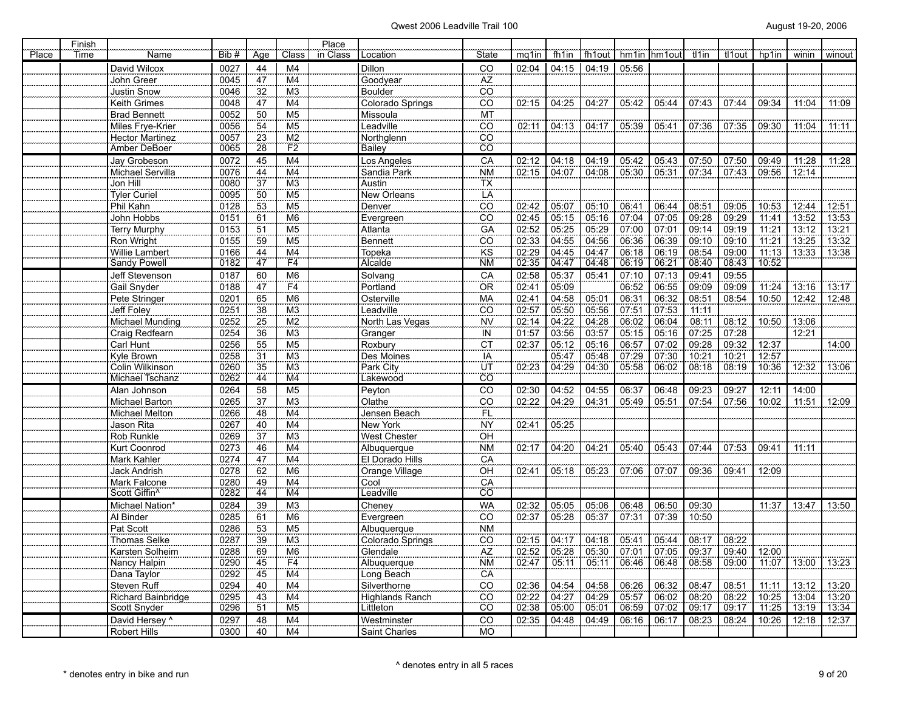| Place | Finish Time | Name | Bib # | Age | Class | Place in Class | Location | State | mq1in | fh1in | fh1out | hm1in | hm1out | tl1in | tl1out | hp1in | winin | winout |
|---|---|---|---|---|---|---|---|---|---|---|---|---|---|---|---|---|---|---|
| | | David Wilcox | 0027 | 44 | M4 | | Dillon | CO | 02:04 | 04:15 | 04:19 | 05:56 | | | | | | |
| | | John Greer | 0045 | 47 | M4 | | Goodyear | AZ | | | | | | | | | | |
| | | Justin Snow | 0046 | 32 | M3 | | Boulder | CO | | | | | | | | | | |
| | | Keith Grimes | 0048 | 47 | M4 | | Colorado Springs | CO | 02:15 | 04:25 | 04:27 | 05:42 | 05:44 | 07:43 | 07:44 | 09:34 | 11:04 | 11:09 |
| | | Brad Bennett | 0052 | 50 | M5 | | Missoula | MT | | | | | | | | | | |
| | | Miles Frye-Krier | 0056 | 54 | M5 | | Leadville | CO | 02:11 | 04:13 | 04:17 | 05:39 | 05:41 | 07:36 | 07:35 | 09:30 | 11:04 | 11:11 |
| | | Hector Martinez | 0057 | 23 | M2 | | Northglenn | CO | | | | | | | | | | |
| | | Amber DeBoer | 0065 | 28 | F2 | | Bailey | CO | | | | | | | | | | |
| | | Jay Grobeson | 0072 | 45 | M4 | | Los Angeles | CA | 02:12 | 04:18 | 04:19 | 05:42 | 05:43 | 07:50 | 07:50 | 09:49 | 11:28 | 11:28 |
| | | Michael Servilla | 0076 | 44 | M4 | | Sandia Park | NM | 02:15 | 04:07 | 04:08 | 05:30 | 05:31 | 07:34 | 07:43 | 09:56 | 12:14 | |
| | | Jon Hill | 0080 | 37 | M3 | | Austin | TX | | | | | | | | | | |
| | | Tyler Curiel | 0095 | 50 | M5 | | New Orleans | LA | | | | | | | | | | |
| | | Phil Kahn | 0128 | 53 | M5 | | Denver | CO | 02:42 | 05:07 | 05:10 | 06:41 | 06:44 | 08:51 | 09:05 | 10:53 | 12:44 | 12:51 |
| | | John Hobbs | 0151 | 61 | M6 | | Evergreen | CO | 02:45 | 05:15 | 05:16 | 07:04 | 07:05 | 09:28 | 09:29 | 11:41 | 13:52 | 13:53 |
| | | Terry Murphy | 0153 | 51 | M5 | | Atlanta | GA | 02:52 | 05:25 | 05:29 | 07:00 | 07:01 | 09:14 | 09:19 | 11:21 | 13:12 | 13:21 |
| | | Ron Wright | 0155 | 59 | M5 | | Bennett | CO | 02:33 | 04:55 | 04:56 | 06:36 | 06:39 | 09:10 | 09:10 | 11:21 | 13:25 | 13:32 |
| | | Willie Lambert | 0166 | 44 | M4 | | Topeka | KS | 02:29 | 04:45 | 04:47 | 06:18 | 06:19 | 08:54 | 09:00 | 11:13 | 13:33 | 13:38 |
| | | Sandy Powell | 0182 | 47 | F4 | | Alcalde | NM | 02:35 | 04:47 | 04:48 | 06:19 | 06:21 | 08:40 | 08:43 | 10:52 | | |
| | | Jeff Stevenson | 0187 | 60 | M6 | | Solvang | CA | 02:58 | 05:37 | 05:41 | 07:10 | 07:13 | 09:41 | 09:55 | | | |
| | | Gail Snyder | 0188 | 47 | F4 | | Portland | OR | 02:41 | 05:09 | | 06:52 | 06:55 | 09:09 | 09:09 | 11:24 | 13:16 | 13:17 |
| | | Pete Stringer | 0201 | 65 | M6 | | Osterville | MA | 02:41 | 04:58 | 05:01 | 06:31 | 06:32 | 08:51 | 08:54 | 10:50 | 12:42 | 12:48 |
| | | Jeff Foley | 0251 | 38 | M3 | | Leadville | CO | 02:57 | 05:50 | 05:56 | 07:51 | 07:53 | 11:11 | | | | |
| | | Michael Munding | 0252 | 25 | M2 | | North Las Vegas | NV | 02:14 | 04:22 | 04:28 | 06:02 | 06:04 | 08:11 | 08:12 | 10:50 | 13:06 | |
| | | Craig Redfearn | 0254 | 36 | M3 | | Granger | IN | 01:57 | 03:56 | 03:57 | 05:15 | 05:16 | 07:25 | 07:28 | | 12:21 | |
| | | Carl Hunt | 0256 | 55 | M5 | | Roxbury | CT | 02:37 | 05:12 | 05:16 | 06:57 | 07:02 | 09:28 | 09:32 | 12:37 | | 14:00 |
| | | Kyle Brown | 0258 | 31 | M3 | | Des Moines | IA | | 05:47 | 05:48 | 07:29 | 07:30 | 10:21 | 10:21 | 12:57 | | |
| | | Colin Wilkinson | 0260 | 35 | M3 | | Park City | UT | 02:23 | 04:29 | 04:30 | 05:58 | 06:02 | 08:18 | 08:19 | 10:36 | 12:32 | 13:06 |
| | | Michael Tschanz | 0262 | 44 | M4 | | Lakewood | CO | | | | | | | | | | |
| | | Alan Johnson | 0264 | 58 | M5 | | Peyton | CO | 02:30 | 04:52 | 04:55 | 06:37 | 06:48 | 09:23 | 09:27 | 12:11 | 14:00 | |
| | | Michael Barton | 0265 | 37 | M3 | | Olathe | CO | 02:22 | 04:29 | 04:31 | 05:49 | 05:51 | 07:54 | 07:56 | 10:02 | 11:51 | 12:09 |
| | | Michael Melton | 0266 | 48 | M4 | | Jensen Beach | FL | | | | | | | | | | |
| | | Jason Rita | 0267 | 40 | M4 | | New York | NY | 02:41 | 05:25 | | | | | | | | |
| | | Rob Runkle | 0269 | 37 | M3 | | West Chester | OH | | | | | | | | | | |
| | | Kurt Coonrod | 0273 | 46 | M4 | | Albuquerque | NM | 02:17 | 04:20 | 04:21 | 05:40 | 05:43 | 07:44 | 07:53 | 09:41 | 11:11 | |
| | | Mark Kahler | 0274 | 47 | M4 | | El Dorado Hills | CA | | | | | | | | | | |
| | | Jack Andrish | 0278 | 62 | M6 | | Orange Village | OH | 02:41 | 05:18 | 05:23 | 07:06 | 07:07 | 09:36 | 09:41 | 12:09 | | |
| | | Mark Falcone | 0280 | 49 | M4 | | Cool | CA | | | | | | | | | | |
| | | Scott Giffin^ | 0282 | 44 | M4 | | Leadville | CO | | | | | | | | | | |
| | | Michael Nation* | 0284 | 39 | M3 | | Cheney | WA | 02:32 | 05:05 | 05:06 | 06:48 | 06:50 | 09:30 | | 11:37 | 13:47 | 13:50 |
| | | Al Binder | 0285 | 61 | M6 | | Evergreen | CO | 02:37 | 05:28 | 05:37 | 07:31 | 07:39 | 10:50 | | | | |
| | | Pat Scott | 0286 | 53 | M5 | | Albuquerque | NM | | | | | | | | | | |
| | | Thomas Selke | 0287 | 39 | M3 | | Colorado Springs | CO | 02:15 | 04:17 | 04:18 | 05:41 | 05:44 | 08:17 | 08:22 | | | |
| | | Karsten Solheim | 0288 | 69 | M6 | | Glendale | AZ | 02:52 | 05:28 | 05:30 | 07:01 | 07:05 | 09:37 | 09:40 | 12:00 | | |
| | | Nancy Halpin | 0290 | 45 | F4 | | Albuquerque | NM | 02:47 | 05:11 | 05:11 | 06:46 | 06:48 | 08:58 | 09:00 | 11:07 | 13:00 | 13:23 |
| | | Dana Taylor | 0292 | 45 | M4 | | Long Beach | CA | | | | | | | | | | |
| | | Steven Ruff | 0294 | 40 | M4 | | Silverthorne | CO | 02:36 | 04:54 | 04:58 | 06:26 | 06:32 | 08:47 | 08:51 | 11:11 | 13:12 | 13:20 |
| | | Richard Bainbridge | 0295 | 43 | M4 | | Highlands Ranch | CO | 02:22 | 04:27 | 04:29 | 05:57 | 06:02 | 08:20 | 08:22 | 10:25 | 13:04 | 13:20 |
| | | Scott Snyder | 0296 | 51 | M5 | | Littleton | CO | 02:38 | 05:00 | 05:01 | 06:59 | 07:02 | 09:17 | 09:17 | 11:25 | 13:19 | 13:34 |
| | | David Hersey ^ | 0297 | 48 | M4 | | Westminster | CO | 02:35 | 04:48 | 04:49 | 06:16 | 06:17 | 08:23 | 08:24 | 10:26 | 12:18 | 12:37 |
| | | Robert Hills | 0300 | 40 | M4 | | Saint Charles | MO | | | | | | | | | | |

^ denotes entry in all 5 races

* denotes entry in bike and run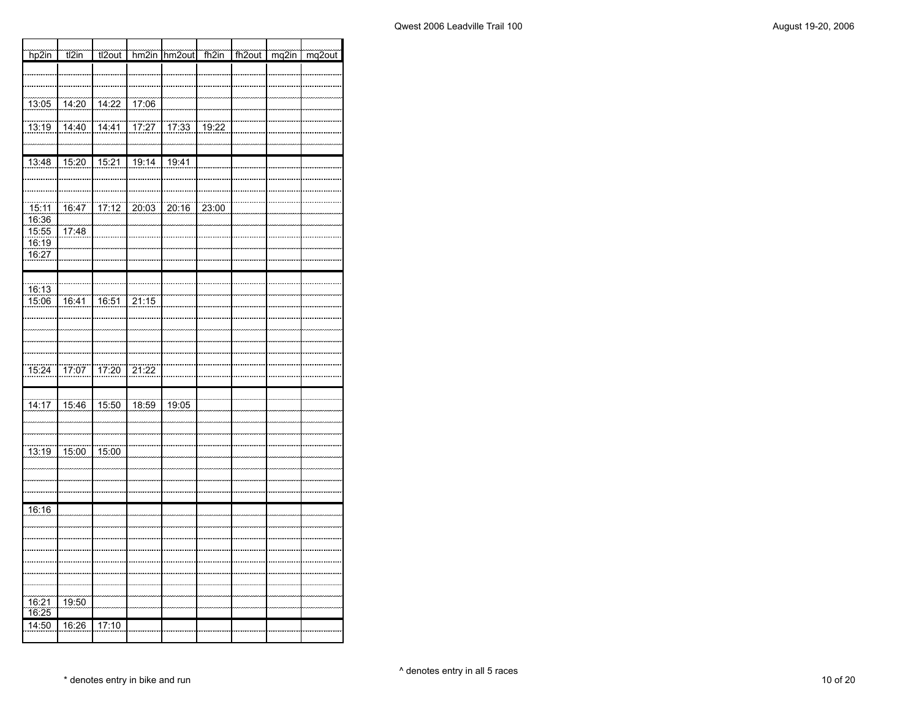| hp2in | tl2in | tl2out | hm2in | hm2out | fh2in | fh2out | mq2in | mq2out |
|---|---|---|---|---|---|---|---|---|
| | | | | | | | | |
| | | | | | | | | |
| | | | | | | | | |
| 13:05 | 14:20 | 14:22 | 17:06 | | | | | |
| | | | | | | | | |
| 13:19 | 14:40 | 14:41 | 17:27 | 17:33 | 19:22 | | | |
| | | | | | | | | |
| | | | | | | | | |
| 13:48 | 15:20 | 15:21 | 19:14 | 19:41 | | | | |
| | | | | | | | | |
| | | | | | | | | |
| | | | | | | | | |
| 15:11 | 16:47 | 17:12 | 20:03 | 20:16 | 23:00 | | | |
| 16:36 | | | | | | | | |
| 15:55 | 17:48 | | | | | | | |
| 16:19 | | | | | | | | |
| 16:27 | | | | | | | | |
| | | | | | | | | |
| | | | | | | | | |
| 16:13 | | | | | | | | |
| 15:06 | 16:41 | 16:51 | 21:15 | | | | | |
| | | | | | | | | |
| | | | | | | | | |
| | | | | | | | | |
| | | | | | | | | |
| | | | | | | | | |
| 15:24 | 17:07 | 17:20 | 21:22 | | | | | |
| | | | | | | | | |
| | | | | | | | | |
| 14:17 | 15:46 | 15:50 | 18:59 | 19:05 | | | | |
| | | | | | | | | |
| | | | | | | | | |
| | | | | | | | | |
| 13:19 | 15:00 | 15:00 | | | | | | |
| | | | | | | | | |
| | | | | | | | | |
| | | | | | | | | |
| | | | | | | | | |
| 16:16 | | | | | | | | |
| | | | | | | | | |
| | | | | | | | | |
| | | | | | | | | |
| | | | | | | | | |
| | | | | | | | | |
| | | | | | | | | |
| | | | | | | | | |
| 16:21 | 19:50 | | | | | | | |
| 16:25 | | | | | | | | |
| 14:50 | 16:26 | 17:10 | | | | | | |
| | | | | | | | | |

^ denotes entry in all 5 races

* denotes entry in bike and run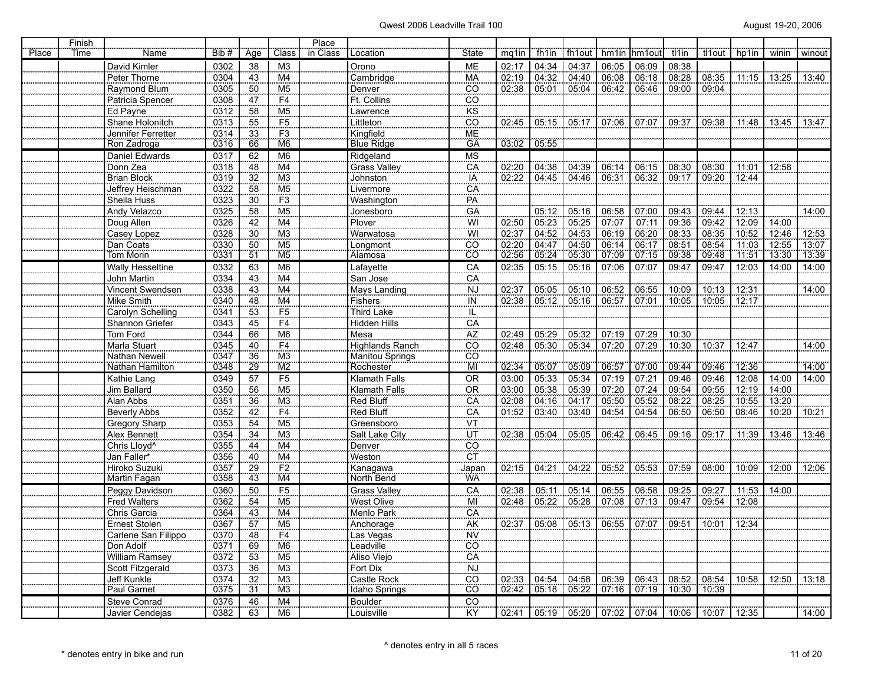| Place | Finish Time | Name | Bib # | Age | Class | Place in Class | Location | State | mq1in | fh1in | fh1out | hm1in | hm1out | tl1in | tl1out | hp1in | winin | winout |
|---|---|---|---|---|---|---|---|---|---|---|---|---|---|---|---|---|---|---|
| | | David Kimler | 0302 | 38 | M3 | | Orono | ME | 02:17 | 04:34 | 04:37 | 06:05 | 06:09 | 08:38 | | | | |
| | | Peter Thorne | 0304 | 43 | M4 | | Cambridge | MA | 02:19 | 04:32 | 04:40 | 06:08 | 06:18 | 08:28 | 08:35 | 11:15 | 13:25 | 13:40 |
| | | Raymond Blum | 0305 | 50 | M5 | | Denver | CO | 02:38 | 05:01 | 05:04 | 06:42 | 06:46 | 09:00 | 09:04 | | | |
| | | Patricia Spencer | 0308 | 47 | F4 | | Ft. Collins | CO | | | | | | | | | | |
| | | Ed Payne | 0312 | 58 | M5 | | Lawrence | KS | | | | | | | | | | |
| | | Shane Holonitch | 0313 | 55 | F5 | | Littleton | CO | 02:45 | 05:15 | 05:17 | 07:06 | 07:07 | 09:37 | 09:38 | 11:48 | 13:45 | 13:47 |
| | | Jennifer Ferretter | 0314 | 33 | F3 | | Kingfield | ME | | | | | | | | | | |
| | | Ron Zadroga | 0316 | 66 | M6 | | Blue Ridge | GA | 03:02 | 05:55 | | | | | | | | |
| | | Daniel Edwards | 0317 | 62 | M6 | | Ridgeland | MS | | | | | | | | | | |
| | | Donn Zea | 0318 | 48 | M4 | | Grass Valley | CA | 02:20 | 04:38 | 04:39 | 06:14 | 06:15 | 08:30 | 08:30 | 11:01 | 12:58 | |
| | | Brian Block | 0319 | 32 | M3 | | Johnston | IA | 02:22 | 04:45 | 04:46 | 06:31 | 06:32 | 09:17 | 09:20 | 12:44 | | |
| | | Jeffrey Heischman | 0322 | 58 | M5 | | Livermore | CA | | | | | | | | | | |
| | | Sheila Huss | 0323 | 30 | F3 | | Washington | PA | | | | | | | | | | |
| | | Andy Velazco | 0325 | 58 | M5 | | Jonesboro | GA | | 05:12 | 05:16 | 06:58 | 07:00 | 09:43 | 09:44 | 12:13 | | 14:00 |
| | | Doug Allen | 0326 | 42 | M4 | | Plover | WI | 02:50 | 05:23 | 05:25 | 07:07 | 07:11 | 09:36 | 09:42 | 12:09 | 14:00 | |
| | | Casey Lopez | 0328 | 30 | M3 | | Warwatosa | WI | 02:37 | 04:52 | 04:53 | 06:19 | 06:20 | 08:33 | 08:35 | 10:52 | 12:46 | 12:53 |
| | | Dan Coats | 0330 | 50 | M5 | | Longmont | CO | 02:20 | 04:47 | 04:50 | 06:14 | 06:17 | 08:51 | 08:54 | 11:03 | 12:55 | 13:07 |
| | | Tom Morin | 0331 | 51 | M5 | | Alamosa | CO | 02:56 | 05:24 | 05:30 | 07:09 | 07:15 | 09:38 | 09:48 | 11:51 | 13:30 | 13:39 |
| | | Wally Hesseltine | 0332 | 63 | M6 | | Lafayette | CA | 02:35 | 05:15 | 05:16 | 07:06 | 07:07 | 09:47 | 09:47 | 12:03 | 14:00 | 14:00 |
| | | John Martin | 0334 | 43 | M4 | | San Jose | CA | | | | | | | | | | |
| | | Vincent Swendsen | 0338 | 43 | M4 | | Mays Landing | NJ | 02:37 | 05:05 | 05:10 | 06:52 | 06:55 | 10:09 | 10:13 | 12:31 | | 14:00 |
| | | Mike Smith | 0340 | 48 | M4 | | Fishers | IN | 02:38 | 05:12 | 05:16 | 06:57 | 07:01 | 10:05 | 10:05 | 12:17 | | |
| | | Carolyn Schelling | 0341 | 53 | F5 | | Third Lake | IL | | | | | | | | | | |
| | | Shannon Griefer | 0343 | 45 | F4 | | Hidden Hills | CA | | | | | | | | | | |
| | | Tom Ford | 0344 | 66 | M6 | | Mesa | AZ | 02:49 | 05:29 | 05:32 | 07:19 | 07:29 | 10:30 | | | | |
| | | Marla Stuart | 0345 | 40 | F4 | | Highlands Ranch | CO | 02:48 | 05:30 | 05:34 | 07:20 | 07:29 | 10:30 | 10:37 | 12:47 | | 14:00 |
| | | Nathan Newell | 0347 | 36 | M3 | | Manitou Springs | CO | | | | | | | | | | |
| | | Nathan Hamilton | 0348 | 29 | M2 | | Rochester | MI | 02:34 | 05:07 | 05:09 | 06:57 | 07:00 | 09:44 | 09:46 | 12:36 | | 14:00 |
| | | Kathie Lang | 0349 | 57 | F5 | | Klamath Falls | OR | 03:00 | 05:33 | 05:34 | 07:19 | 07:21 | 09:46 | 09:46 | 12:08 | 14:00 | 14:00 |
| | | Jim Ballard | 0350 | 56 | M5 | | Klamath Falls | OR | 03:00 | 05:38 | 05:39 | 07:20 | 07:24 | 09:54 | 09:55 | 12:19 | 14:00 | |
| | | Alan Abbs | 0351 | 36 | M3 | | Red Bluff | CA | 02:08 | 04:16 | 04:17 | 05:50 | 05:52 | 08:22 | 08:25 | 10:55 | 13:20 | |
| | | Beverly Abbs | 0352 | 42 | F4 | | Red Bluff | CA | 01:52 | 03:40 | 03:40 | 04:54 | 04:54 | 06:50 | 06:50 | 08:46 | 10:20 | 10:21 |
| | | Gregory Sharp | 0353 | 54 | M5 | | Greensboro | VT | | | | | | | | | | |
| | | Alex Bennett | 0354 | 34 | M3 | | Salt Lake City | UT | 02:38 | 05:04 | 05:05 | 06:42 | 06:45 | 09:16 | 09:17 | 11:39 | 13:46 | 13:46 |
| | | Chris Lloyd^ | 0355 | 44 | M4 | | Denver | CO | | | | | | | | | | |
| | | Jan Faller* | 0356 | 40 | M4 | | Weston | CT | | | | | | | | | | |
| | | Hiroko Suzuki | 0357 | 29 | F2 | | Kanagawa | Japan | 02:15 | 04:21 | 04:22 | 05:52 | 05:53 | 07:59 | 08:00 | 10:09 | 12:00 | 12:06 |
| | | Martin Fagan | 0358 | 43 | M4 | | North Bend | WA | | | | | | | | | | |
| | | Peggy Davidson | 0360 | 50 | F5 | | Grass Valley | CA | 02:38 | 05:11 | 05:14 | 06:55 | 06:58 | 09:25 | 09:27 | 11:53 | 14:00 | |
| | | Fred Walters | 0362 | 54 | M5 | | West Olive | MI | 02:48 | 05:22 | 05:28 | 07:08 | 07:13 | 09:47 | 09:54 | 12:08 | | |
| | | Chris Garcia | 0364 | 43 | M4 | | Menlo Park | CA | | | | | | | | | | |
| | | Ernest Stolen | 0367 | 57 | M5 | | Anchorage | AK | 02:37 | 05:08 | 05:13 | 06:55 | 07:07 | 09:51 | 10:01 | 12:34 | | |
| | | Carlene San Filippo | 0370 | 48 | F4 | | Las Vegas | NV | | | | | | | | | | |
| | | Don Adolf | 0371 | 69 | M6 | | Leadville | CO | | | | | | | | | | |
| | | William Ramsey | 0372 | 53 | M5 | | Aliso Viejo | CA | | | | | | | | | | |
| | | Scott Fitzgerald | 0373 | 36 | M3 | | Fort Dix | NJ | | | | | | | | | | |
| | | Jeff Kunkle | 0374 | 32 | M3 | | Castle Rock | CO | 02:33 | 04:54 | 04:58 | 06:39 | 06:43 | 08:52 | 08:54 | 10:58 | 12:50 | 13:18 |
| | | Paul Garnet | 0375 | 31 | M3 | | Idaho Springs | CO | 02:42 | 05:18 | 05:22 | 07:16 | 07:19 | 10:30 | 10:39 | | | |
| | | Steve Conrad | 0376 | 46 | M4 | | Boulder | CO | | | | | | | | | | |
| | | Javier Cendejas | 0382 | 63 | M6 | | Louisville | KY | 02:41 | 05:19 | 05:20 | 07:02 | 07:04 | 10:06 | 10:07 | 12:35 | | 14:00 |

^ denotes entry in all 5 races

* denotes entry in bike and run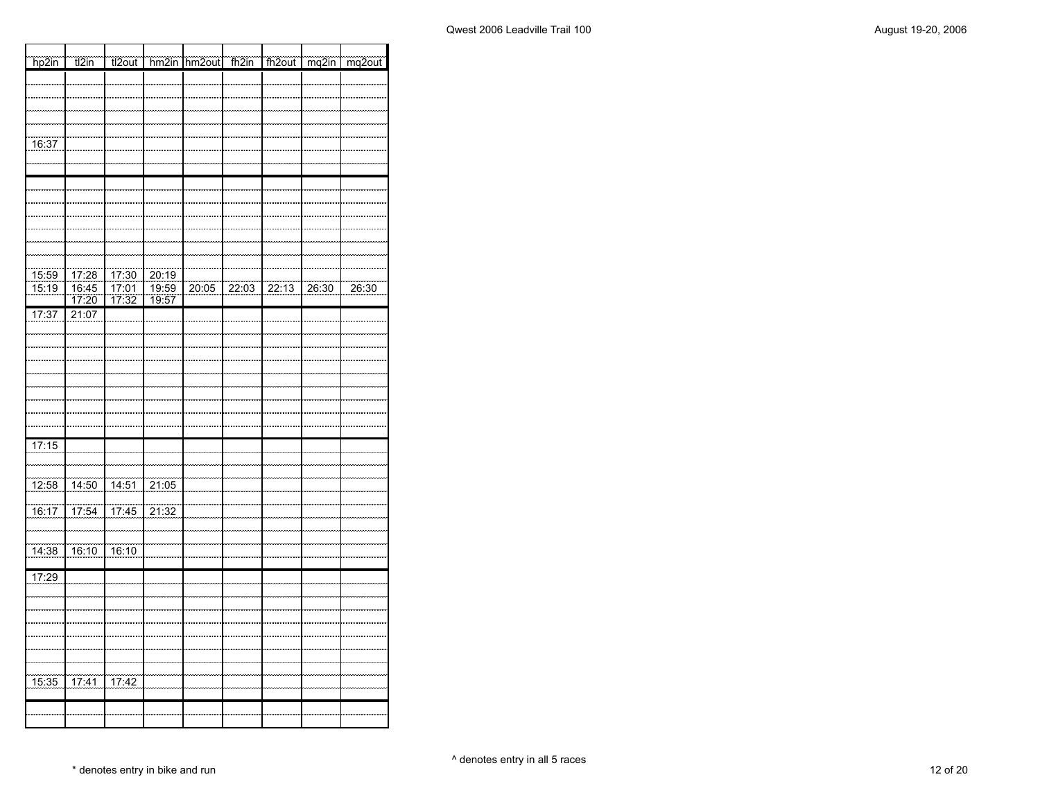| hp2in | tl2in | tl2out | hm2in | hm2out | fh2in | fh2out | mq2in | mq2out |
|---|---|---|---|---|---|---|---|---|
| | | | | | | | | |
| | | | | | | | | |
| | | | | | | | | |
| | | | | | | | | |
| | | | | | | | | |
| 16:37 | | | | | | | | |
| | | | | | | | | |
| | | | | | | | | |
| | | | | | | | | |
| | | | | | | | | |
| | | | | | | | | |
| | | | | | | | | |
| | | | | | | | | |
| | | | | | | | | |
| | | | | | | | | |
| 15:59 | 17:28 | 17:30 | 20:19 | | | | | |
| 15:19 | 16:45 | 17:01 | 19:59 | 20:05 | 22:03 | 22:13 | 26:30 | 26:30 |
| | 17:20 | 17:32 | 19:57 | | | | | |
| 17:37 | 21:07 | | | | | | | |
| | | | | | | | | |
| | | | | | | | | |
| | | | | | | | | |
| | | | | | | | | |
| | | | | | | | | |
| | | | | | | | | |
| | | | | | | | | |
| | | | | | | | | |
| | | | | | | | | |
| 17:15 | | | | | | | | |
| | | | | | | | | |
| | | | | | | | | |
| 12:58 | 14:50 | 14:51 | 21:05 | | | | | |
| | | | | | | | | |
| 16:17 | 17:54 | 17:45 | 21:32 | | | | | |
| | | | | | | | | |
| | | | | | | | | |
| 14:38 | 16:10 | 16:10 | | | | | | |
| | | | | | | | | |
| 17:29 | | | | | | | | |
| | | | | | | | | |
| | | | | | | | | |
| | | | | | | | | |
| | | | | | | | | |
| | | | | | | | | |
| | | | | | | | | |
| | | | | | | | | |
| 15:35 | 17:41 | 17:42 | | | | | | |
| | | | | | | | | |
| | | | | | | | | |
| | | | | | | | | |

\* denotes entry in bike and run

^ denotes entry in all 5 races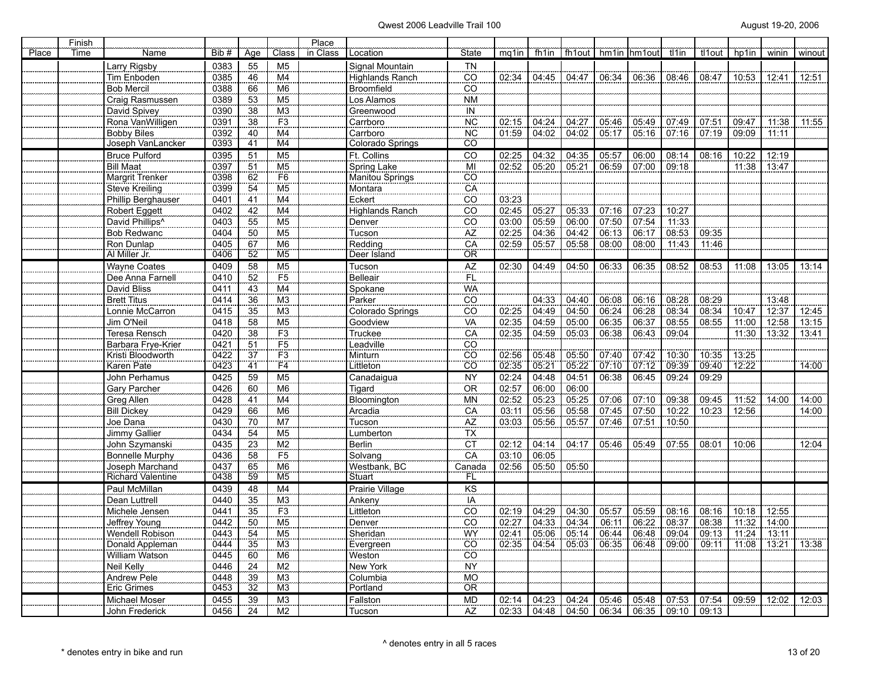| Place | Finish Time | Name | Bib # | Age | Class | Place in Class | Location | State | mq1in | fh1in | fh1out | hm1in | hm1out | tl1in | tl1out | hp1in | winin | winout |
|---|---|---|---|---|---|---|---|---|---|---|---|---|---|---|---|---|---|---|
| | | Larry Rigsby | 0383 | 55 | M5 | | Signal Mountain | TN | | | | | | | | | | |
| | | Tim Enboden | 0385 | 46 | M4 | | Highlands Ranch | CO | 02:34 | 04:45 | 04:47 | 06:34 | 06:36 | 08:46 | 08:47 | 10:53 | 12:41 | 12:51 |
| | | Bob Mercil | 0388 | 66 | M6 | | Broomfield | CO | | | | | | | | | | |
| | | Craig Rasmussen | 0389 | 53 | M5 | | Los Alamos | NM | | | | | | | | | | |
| | | David Spivey | 0390 | 38 | M3 | | Greenwood | IN | | | | | | | | | | |
| | | Rona VanWilligen | 0391 | 38 | F3 | | Carrboro | NC | 02:15 | 04:24 | 04:27 | 05:46 | 05:49 | 07:49 | 07:51 | 09:47 | 11:38 | 11:55 |
| | | Bobby Biles | 0392 | 40 | M4 | | Carrboro | NC | 01:59 | 04:02 | 04:02 | 05:17 | 05:16 | 07:16 | 07:19 | 09:09 | 11:11 | |
| | | Joseph VanLancker | 0393 | 41 | M4 | | Colorado Springs | CO | | | | | | | | | | |
| | | Bruce Pulford | 0395 | 51 | M5 | | Ft. Collins | CO | 02:25 | 04:32 | 04:35 | 05:57 | 06:00 | 08:14 | 08:16 | 10:22 | 12:19 | |
| | | Bill Maat | 0397 | 51 | M5 | | Spring Lake | MI | 02:52 | 05:20 | 05:21 | 06:59 | 07:00 | 09:18 | | 11:38 | 13:47 | |
| | | Margrit Trenker | 0398 | 62 | F6 | | Manitou Springs | CO | | | | | | | | | | |
| | | Steve Kreiling | 0399 | 54 | M5 | | Montara | CA | | | | | | | | | | |
| | | Phillip Berghauser | 0401 | 41 | M4 | | Eckert | CO | 03:23 | | | | | | | | | |
| | | Robert Eggett | 0402 | 42 | M4 | | Highlands Ranch | CO | 02:45 | 05:27 | 05:33 | 07:16 | 07:23 | 10:27 | | | | |
| | | David Phillips^ | 0403 | 55 | M5 | | Denver | CO | 03:00 | 05:59 | 06:00 | 07:50 | 07:54 | 11:33 | | | | |
| | | Bob Redwanc | 0404 | 50 | M5 | | Tucson | AZ | 02:25 | 04:36 | 04:42 | 06:13 | 06:17 | 08:53 | 09:35 | | | |
| | | Ron Dunlap | 0405 | 67 | M6 | | Redding | CA | 02:59 | 05:57 | 05:58 | 08:00 | 08:00 | 11:43 | 11:46 | | | |
| | | Al Miller Jr. | 0406 | 52 | M5 | | Deer Island | OR | | | | | | | | | | |
| | | Wayne Coates | 0409 | 58 | M5 | | Tucson | AZ | 02:30 | 04:49 | 04:50 | 06:33 | 06:35 | 08:52 | 08:53 | 11:08 | 13:05 | 13:14 |
| | | Dee Anna Farnell | 0410 | 52 | F5 | | Belleair | FL | | | | | | | | | | |
| | | David Bliss | 0411 | 43 | M4 | | Spokane | WA | | | | | | | | | | |
| | | Brett Titus | 0414 | 36 | M3 | | Parker | CO | | 04:33 | 04:40 | 06:08 | 06:16 | 08:28 | 08:29 | | 13:48 | |
| | | Lonnie McCarron | 0415 | 35 | M3 | | Colorado Springs | CO | 02:25 | 04:49 | 04:50 | 06:24 | 06:28 | 08:34 | 08:34 | 10:47 | 12:37 | 12:45 |
| | | Jim O'Neil | 0418 | 58 | M5 | | Goodview | VA | 02:35 | 04:59 | 05:00 | 06:35 | 06:37 | 08:55 | 08:55 | 11:00 | 12:58 | 13:15 |
| | | Teresa Rensch | 0420 | 38 | F3 | | Truckee | CA | 02:35 | 04:59 | 05:03 | 06:38 | 06:43 | 09:04 | | 11:30 | 13:32 | 13:41 |
| | | Barbara Frye-Krier | 0421 | 51 | F5 | | Leadville | CO | | | | | | | | | | |
| | | Kristi Bloodworth | 0422 | 37 | F3 | | Minturn | CO | 02:56 | 05:48 | 05:50 | 07:40 | 07:42 | 10:30 | 10:35 | 13:25 | | |
| | | Karen Pate | 0423 | 41 | F4 | | Littleton | CO | 02:35 | 05:21 | 05:22 | 07:10 | 07:12 | 09:39 | 09:40 | 12:22 | | 14:00 |
| | | John Perhamus | 0425 | 59 | M5 | | Canadaigua | NY | 02:24 | 04:48 | 04:51 | 06:38 | 06:45 | 09:24 | 09:29 | | | |
| | | Gary Parcher | 0426 | 60 | M6 | | Tigard | OR | 02:57 | 06:00 | 06:00 | | | | | | | |
| | | Greg Allen | 0428 | 41 | M4 | | Bloomington | MN | 02:52 | 05:23 | 05:25 | 07:06 | 07:10 | 09:38 | 09:45 | 11:52 | 14:00 | 14:00 |
| | | Bill Dickey | 0429 | 66 | M6 | | Arcadia | CA | 03:11 | 05:56 | 05:58 | 07:45 | 07:50 | 10:22 | 10:23 | 12:56 | | 14:00 |
| | | Joe Dana | 0430 | 70 | M7 | | Tucson | AZ | 03:03 | 05:56 | 05:57 | 07:46 | 07:51 | 10:50 | | | | |
| | | Jimmy Gallier | 0434 | 54 | M5 | | Lumberton | TX | | | | | | | | | | |
| | | John Szymanski | 0435 | 23 | M2 | | Berlin | CT | 02:12 | 04:14 | 04:17 | 05:46 | 05:49 | 07:55 | 08:01 | 10:06 | | 12:04 |
| | | Bonnelle Murphy | 0436 | 58 | F5 | | Solvang | CA | 03:10 | 06:05 | | | | | | | | |
| | | Joseph Marchand | 0437 | 65 | M6 | | Westbank, BC | Canada | 02:56 | 05:50 | 05:50 | | | | | | | |
| | | Richard Valentine | 0438 | 59 | M5 | | Stuart | FL | | | | | | | | | | |
| | | Paul McMillan | 0439 | 48 | M4 | | Prairie Village | KS | | | | | | | | | | |
| | | Dean Luttrell | 0440 | 35 | M3 | | Ankeny | IA | | | | | | | | | | |
| | | Michele Jensen | 0441 | 35 | F3 | | Littleton | CO | 02:19 | 04:29 | 04:30 | 05:57 | 05:59 | 08:16 | 08:16 | 10:18 | 12:55 | |
| | | Jeffrey Young | 0442 | 50 | M5 | | Denver | CO | 02:27 | 04:33 | 04:34 | 06:11 | 06:22 | 08:37 | 08:38 | 11:32 | 14:00 | |
| | | Wendell Robison | 0443 | 54 | M5 | | Sheridan | WY | 02:41 | 05:06 | 05:14 | 06:44 | 06:48 | 09:04 | 09:13 | 11:24 | 13:11 | |
| | | Donald Appleman | 0444 | 35 | M3 | | Evergreen | CO | 02:35 | 04:54 | 05:03 | 06:35 | 06:48 | 09:00 | 09:11 | 11:08 | 13:21 | 13:38 |
| | | William Watson | 0445 | 60 | M6 | | Weston | CO | | | | | | | | | | |
| | | Neil Kelly | 0446 | 24 | M2 | | New York | NY | | | | | | | | | | |
| | | Andrew Pele | 0448 | 39 | M3 | | Columbia | MO | | | | | | | | | | |
| | | Eric Grimes | 0453 | 32 | M3 | | Portland | OR | | | | | | | | | | |
| | | Michael Moser | 0455 | 39 | M3 | | Fallston | MD | 02:14 | 04:23 | 04:24 | 05:46 | 05:48 | 07:53 | 07:54 | 09:59 | 12:02 | 12:03 |
| | | John Frederick | 0456 | 24 | M2 | | Tucson | AZ | 02:33 | 04:48 | 04:50 | 06:34 | 06:35 | 09:10 | 09:13 | | | |

^ denotes entry in all 5 races

* denotes entry in bike and run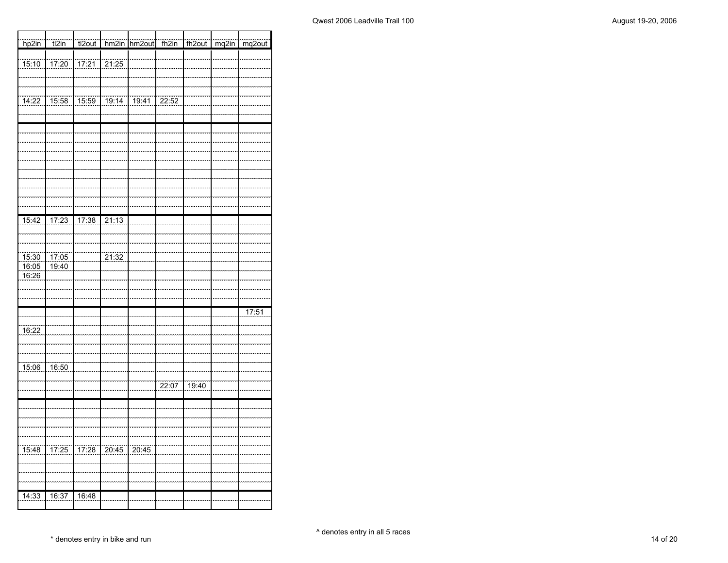| hp2in | tl2in | tl2out | hm2in | hm2out | fh2in | fh2out | mq2in | mq2out |
|---|---|---|---|---|---|---|---|---|
| | | | | | | | | |
| 15:10 | 17:20 | 17:21 | 21:25 | | | | | |
| | | | | | | | | |
| | | | | | | | | |
| | | | | | | | | |
| 14:22 | 15:58 | 15:59 | 19:14 | 19:41 | 22:52 | | | |
| | | | | | | | | |
| | | | | | | | | |
| | | | | | | | | |
| | | | | | | | | |
| | | | | | | | | |
| | | | | | | | | |
| | | | | | | | | |
| | | | | | | | | |
| | | | | | | | | |
| | | | | | | | | |
| | | | | | | | | |
| | | | | | | | | |
| 15:42 | 17:23 | 17:38 | 21:13 | | | | | |
| | | | | | | | | |
| | | | | | | | | |
| | | | | | | | | |
| 15:30 | 17:05 | | 21:32 | | | | | |
| 16:05 | 19:40 | | | | | | | |
| 16:26 | | | | | | | | |
| | | | | | | | | |
| | | | | | | | | |
| | | | | | | | | |
| | | | | | | | | 17:51 |
| | | | | | | | | |
| 16:22 | | | | | | | | |
| | | | | | | | | |
| | | | | | | | | |
| | | | | | | | | |
| 15:06 | 16:50 | | | | | | | |
| | | | | | | | | |
| | | | | | 22:07 | 19:40 | | |
| | | | | | | | | |
| | | | | | | | | |
| | | | | | | | | |
| | | | | | | | | |
| | | | | | | | | |
| | | | | | | | | |
| 15:48 | 17:25 | 17:28 | 20:45 | 20:45 | | | | |
| | | | | | | | | |
| | | | | | | | | |
| | | | | | | | | |
| | | | | | | | | |
| 14:33 | 16:37 | 16:48 | | | | | | |
| | | | | | | | | |

^ denotes entry in all 5 races

* denotes entry in bike and run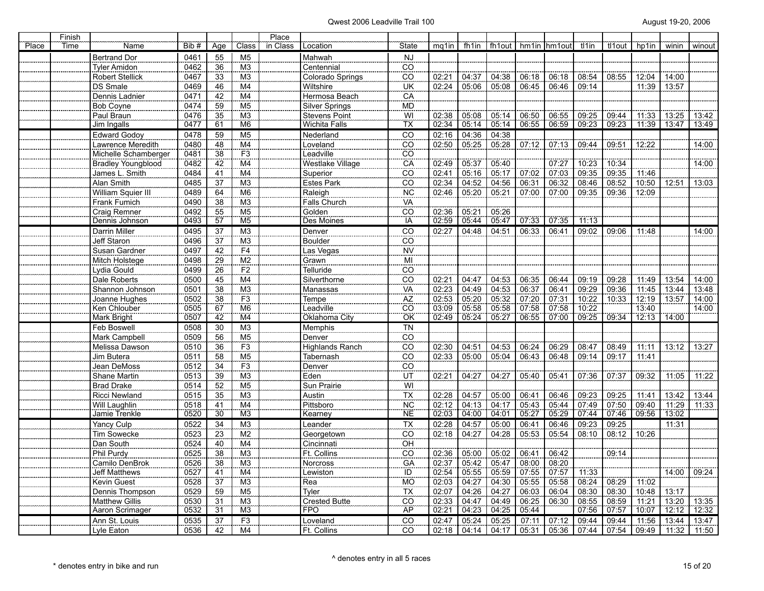| Place | Finish Time | Name | Bib # | Age | Class | Place in Class | Location | State | mq1in | fh1in | fh1out | hm1in | hm1out | tl1in | tl1out | hp1in | winin | winout |
|---|---|---|---|---|---|---|---|---|---|---|---|---|---|---|---|---|---|---|
| | | Bertrand Dor | 0461 | 55 | M5 | | Mahwah | NJ | | | | | | | | | | |
| | | Tyler Amidon | 0462 | 36 | M3 | | Centennial | CO | | | | | | | | | | |
| | | Robert Stellick | 0467 | 33 | M3 | | Colorado Springs | CO | 02:21 | 04:37 | 04:38 | 06:18 | 06:18 | 08:54 | 08:55 | 12:04 | 14:00 | |
| | | DS Smale | 0469 | 46 | M4 | | Wiltshire | UK | 02:24 | 05:06 | 05:08 | 06:45 | 06:46 | 09:14 | | 11:39 | 13:57 | |
| | | Dennis Ladnier | 0471 | 42 | M4 | | Hermosa Beach | CA | | | | | | | | | | |
| | | Bob Coyne | 0474 | 59 | M5 | | Silver Springs | MD | | | | | | | | | | |
| | | Paul Braun | 0476 | 35 | M3 | | Stevens Point | WI | 02:38 | 05:08 | 05:14 | 06:50 | 06:55 | 09:25 | 09:44 | 11:33 | 13:25 | 13:42 |
| | | Jim Ingalls | 0477 | 61 | M6 | | Wichita Falls | TX | 02:34 | 05:14 | 05:14 | 06:55 | 06:59 | 09:23 | 09:23 | 11:39 | 13:47 | 13:49 |
| | | Edward Godoy | 0478 | 59 | M5 | | Nederland | CO | 02:16 | 04:36 | 04:38 | | | | | | | |
| | | Lawrence Meredith | 0480 | 48 | M4 | | Loveland | CO | 02:50 | 05:25 | 05:28 | 07:12 | 07:13 | 09:44 | 09:51 | 12:22 | | 14:00 |
| | | Michelle Schamberger | 0481 | 38 | F3 | | Leadville | CO | | | | | | | | | | |
| | | Bradley Youngblood | 0482 | 42 | M4 | | Westlake Village | CA | 02:49 | 05:37 | 05:40 | | 07:27 | 10:23 | 10:34 | | | 14:00 |
| | | James L. Smith | 0484 | 41 | M4 | | Superior | CO | 02:41 | 05:16 | 05:17 | 07:02 | 07:03 | 09:35 | 09:35 | 11:46 | | |
| | | Alan Smith | 0485 | 37 | M3 | | Estes Park | CO | 02:34 | 04:52 | 04:56 | 06:31 | 06:32 | 08:46 | 08:52 | 10:50 | 12:51 | 13:03 |
| | | William Squier III | 0489 | 64 | M6 | | Raleigh | NC | 02:46 | 05:20 | 05:21 | 07:00 | 07:00 | 09:35 | 09:36 | 12:09 | | |
| | | Frank Fumich | 0490 | 38 | M3 | | Falls Church | VA | | | | | | | | | | |
| | | Craig Remner | 0492 | 55 | M5 | | Golden | CO | 02:36 | 05:21 | 05:26 | | | | | | | |
| | | Dennis Johnson | 0493 | 57 | M5 | | Des Moines | IA | 02:59 | 05:44 | 05:47 | 07:33 | 07:35 | 11:13 | | | | |
| | | Darrin Miller | 0495 | 37 | M3 | | Denver | CO | 02:27 | 04:48 | 04:51 | 06:33 | 06:41 | 09:02 | 09:06 | 11:48 | | 14:00 |
| | | Jeff Staron | 0496 | 37 | M3 | | Boulder | CO | | | | | | | | | | |
| | | Susan Gardner | 0497 | 42 | F4 | | Las Vegas | NV | | | | | | | | | | |
| | | Mitch Holstege | 0498 | 29 | M2 | | Grawn | MI | | | | | | | | | | |
| | | Lydia Gould | 0499 | 26 | F2 | | Telluride | CO | | | | | | | | | | |
| | | Dale Roberts | 0500 | 45 | M4 | | Silverthorne | CO | 02:21 | 04:47 | 04:53 | 06:35 | 06:44 | 09:19 | 09:28 | 11:49 | 13:54 | 14:00 |
| | | Shannon Johnson | 0501 | 38 | M3 | | Manassas | VA | 02:23 | 04:49 | 04:53 | 06:37 | 06:41 | 09:29 | 09:36 | 11:45 | 13:44 | 13:48 |
| | | Joanne Hughes | 0502 | 38 | F3 | | Tempe | AZ | 02:53 | 05:20 | 05:32 | 07:20 | 07:31 | 10:22 | 10:33 | 12:19 | 13:57 | 14:00 |
| | | Ken Chlouber | 0505 | 67 | M6 | | Leadville | CO | 03:09 | 05:58 | 05:58 | 07:58 | 07:58 | 10:22 | | 13:40 | | 14:00 |
| | | Mark Bright | 0507 | 42 | M4 | | Oklahoma City | OK | 02:49 | 05:24 | 05:27 | 06:55 | 07:00 | 09:25 | 09:34 | 12:13 | 14:00 | |
| | | Feb Boswell | 0508 | 30 | M3 | | Memphis | TN | | | | | | | | | | |
| | | Mark Campbell | 0509 | 56 | M5 | | Denver | CO | | | | | | | | | | |
| | | Melissa Dawson | 0510 | 36 | F3 | | Highlands Ranch | CO | 02:30 | 04:51 | 04:53 | 06:24 | 06:29 | 08:47 | 08:49 | 11:11 | 13:12 | 13:27 |
| | | Jim Butera | 0511 | 58 | M5 | | Tabernash | CO | 02:33 | 05:00 | 05:04 | 06:43 | 06:48 | 09:14 | 09:17 | 11:41 | | |
| | | Jean DeMoss | 0512 | 34 | F3 | | Denver | CO | | | | | | | | | | |
| | | Shane Martin | 0513 | 39 | M3 | | Eden | UT | 02:21 | 04:27 | 04:27 | 05:40 | 05:41 | 07:36 | 07:37 | 09:32 | 11:05 | 11:22 |
| | | Brad Drake | 0514 | 52 | M5 | | Sun Prairie | WI | | | | | | | | | | |
| | | Ricci Newland | 0515 | 35 | M3 | | Austin | TX | 02:28 | 04:57 | 05:00 | 06:41 | 06:46 | 09:23 | 09:25 | 11:41 | 13:42 | 13:44 |
| | | Will Laughlin | 0518 | 41 | M4 | | Pittsboro | NC | 02:12 | 04:13 | 04:17 | 05:43 | 05:44 | 07:49 | 07:50 | 09:40 | 11:29 | 11:33 |
| | | Jamie Trenkle | 0520 | 30 | M3 | | Kearney | NE | 02:03 | 04:00 | 04:01 | 05:27 | 05:29 | 07:44 | 07:46 | 09:56 | 13:02 | |
| | | Yancy Culp | 0522 | 34 | M3 | | Leander | TX | 02:28 | 04:57 | 05:00 | 06:41 | 06:46 | 09:23 | 09:25 | | 11:31 | |
| | | Tim Sowecke | 0523 | 23 | M2 | | Georgetown | CO | 02:18 | 04:27 | 04:28 | 05:53 | 05:54 | 08:10 | 08:12 | 10:26 | | |
| | | Dan South | 0524 | 40 | M4 | | Cincinnati | OH | | | | | | | | | | |
| | | Phil Purdy | 0525 | 38 | M3 | | Ft. Collins | CO | 02:36 | 05:00 | 05:02 | 06:41 | 06:42 | | 09:14 | | | |
| | | Camilo DenBrok | 0526 | 38 | M3 | | Norcross | GA | 02:37 | 05:42 | 05:47 | 08:00 | 08:20 | | | | | |
| | | Jeff Matthews | 0527 | 41 | M4 | | Lewiston | ID | 02:54 | 05:55 | 05:59 | 07:55 | 07:57 | 11:33 | | | 14:00 | 09:24 |
| | | Kevin Guest | 0528 | 37 | M3 | | Rea | MO | 02:03 | 04:27 | 04:30 | 05:55 | 05:58 | 08:24 | 08:29 | 11:02 | | |
| | | Dennis Thompson | 0529 | 59 | M5 | | Tyler | TX | 02:07 | 04:26 | 04:27 | 06:03 | 06:04 | 08:30 | 08:30 | 10:48 | 13:17 | |
| | | Matthew Gillis | 0530 | 31 | M3 | | Crested Butte | CO | 02:33 | 04:47 | 04:49 | 06:25 | 06:30 | 08:55 | 08:59 | 11:21 | 13:20 | 13:35 |
| | | Aaron Scrimager | 0532 | 31 | M3 | | FPO | AP | 02:21 | 04:23 | 04:25 | 05:44 | | 07:56 | 07:57 | 10:07 | 12:12 | 12:32 |
| | | Ann St. Louis | 0535 | 37 | F3 | | Loveland | CO | 02:47 | 05:24 | 05:25 | 07:11 | 07:12 | 09:44 | 09:44 | 11:56 | 13:44 | 13:47 |
| | | Lyle Eaton | 0536 | 42 | M4 | | Ft. Collins | CO | 02:18 | 04:14 | 04:17 | 05:31 | 05:36 | 07:44 | 07:54 | 09:49 | 11:32 | 11:50 |

* denotes entry in bike and run

^ denotes entry in all 5 races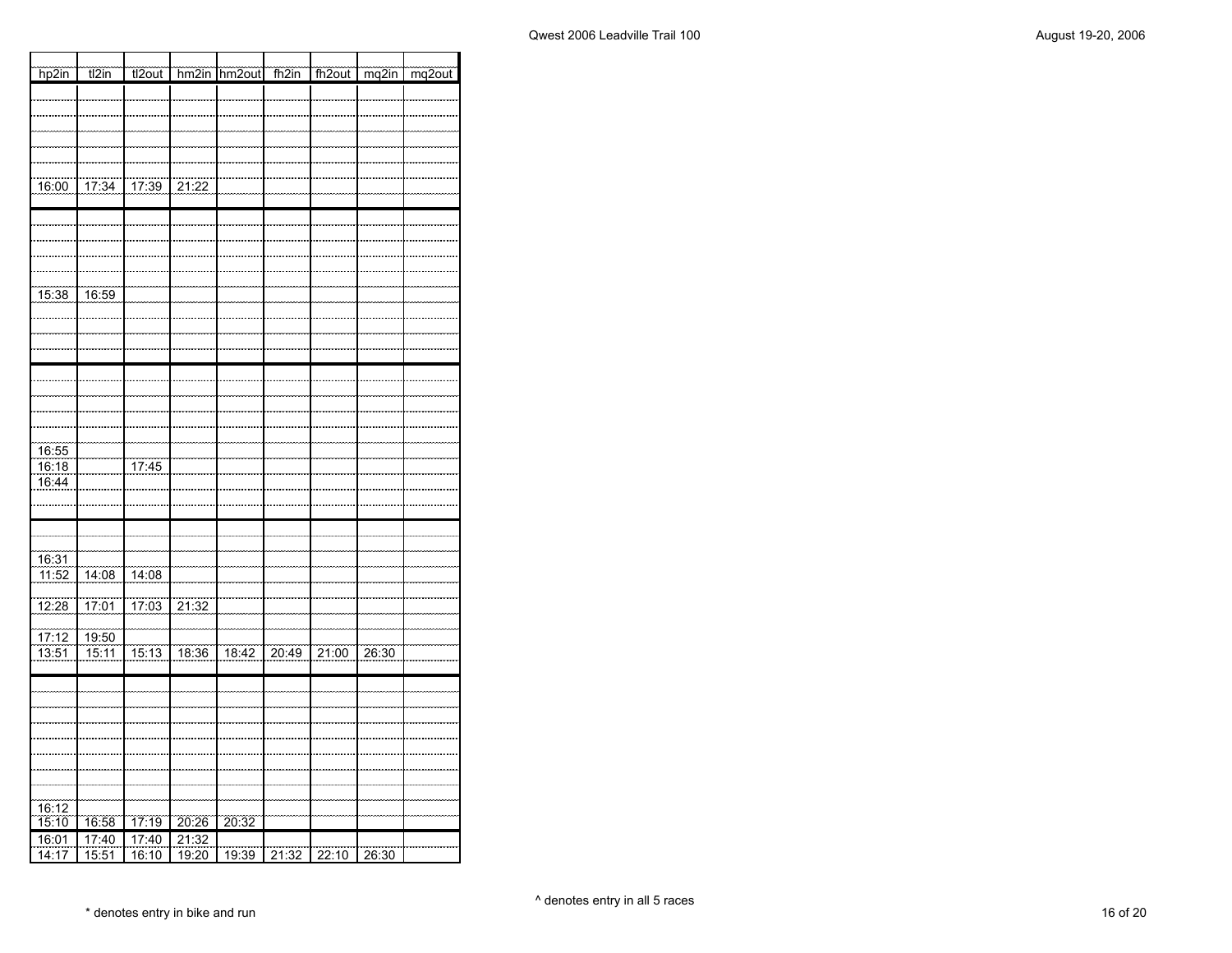| hp2in | tl2in | tl2out | hm2in | hm2out | fh2in | fh2out | mq2in | mq2out |
|---|---|---|---|---|---|---|---|---|
| | | | | | | | | |
| | | | | | | | | |
| | | | | | | | | |
| | | | | | | | | |
| | | | | | | | | |
| | | | | | | | | |
| 16:00 | 17:34 | 17:39 | 21:22 | | | | | |
| | | | | | | | | |
| | | | | | | | | |
| | | | | | | | | |
| | | | | | | | | |
| | | | | | | | | |
| | | | | | | | | |
| 15:38 | 16:59 | | | | | | | |
| | | | | | | | | |
| | | | | | | | | |
| | | | | | | | | |
| | | | | | | | | |
| | | | | | | | | |
| | | | | | | | | |
| | | | | | | | | |
| | | | | | | | | |
| | | | | | | | | |
| 16:55 | | | | | | | | |
| 16:18 | | 17:45 | | | | | | |
| 16:44 | | | | | | | | |
| | | | | | | | | |
| | | | | | | | | |
| | | | | | | | | |
| | | | | | | | | |
| 16:31 | | | | | | | | |
| 11:52 | 14:08 | 14:08 | | | | | | |
| | | | | | | | | |
| 12:28 | 17:01 | 17:03 | 21:32 | | | | | |
| | | | | | | | | |
| 17:12 | 19:50 | | | | | | | |
| 13:51 | 15:11 | 15:13 | 18:36 | 18:42 | 20:49 | 21:00 | 26:30 | |
| | | | | | | | | |
| | | | | | | | | |
| | | | | | | | | |
| | | | | | | | | |
| | | | | | | | | |
| | | | | | | | | |
| | | | | | | | | |
| | | | | | | | | |
| | | | | | | | | |
| 16:12 | | | | | | | | |
| 15:10 | 16:58 | 17:19 | 20:26 | 20:32 | | | | |
| 16:01 | 17:40 | 17:40 | 21:32 | | | | | |
| 14:17 | 15:51 | 16:10 | 19:20 | 19:39 | 21:32 | 22:10 | 26:30 | |

\* denotes entry in bike and run

^ denotes entry in all 5 races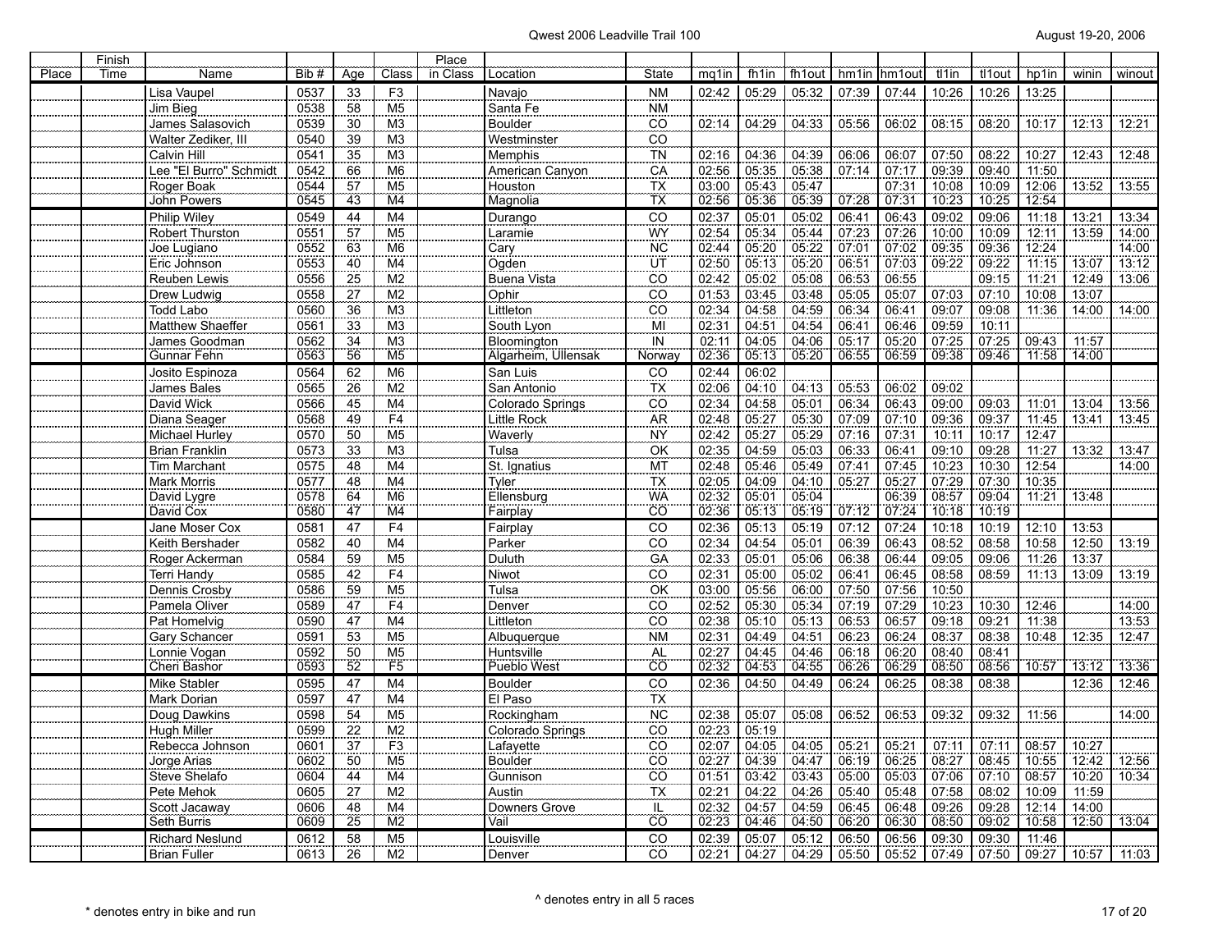| Place | Finish Time | Name | Bib # | Age | Class | Place in Class | Location | State | mq1in | fh1in | fh1out | hm1in | hm1out | tl1in | tl1out | hp1in | winin | winout |
|---|---|---|---|---|---|---|---|---|---|---|---|---|---|---|---|---|---|---|
| | | Lisa Vaupel | 0537 | 33 | F3 | | Navajo | NM | 02:42 | 05:29 | 05:32 | 07:39 | 07:44 | 10:26 | 10:26 | 13:25 | | |
| | | Jim Bieg | 0538 | 58 | M5 | | Santa Fe | NM | | | | | | | | | | |
| | | James Salasovich | 0539 | 30 | M3 | | Boulder | CO | 02:14 | 04:29 | 04:33 | 05:56 | 06:02 | 08:15 | 08:20 | 10:17 | 12:13 | 12:21 |
| | | Walter Zediker, III | 0540 | 39 | M3 | | Westminster | CO | | | | | | | | | | |
| | | Calvin Hill | 0541 | 35 | M3 | | Memphis | TN | 02:16 | 04:36 | 04:39 | 06:06 | 06:07 | 07:50 | 08:22 | 10:27 | 12:43 | 12:48 |
| | | Lee "El Burro" Schmidt | 0542 | 66 | M6 | | American Canyon | CA | 02:56 | 05:35 | 05:38 | 07:14 | 07:17 | 09:39 | 09:40 | 11:50 | | |
| | | Roger Boak | 0544 | 57 | M5 | | Houston | TX | 03:00 | 05:43 | 05:47 | | 07:31 | 10:08 | 10:09 | 12:06 | 13:52 | 13:55 |
| | | John Powers | 0545 | 43 | M4 | | Magnolia | TX | 02:56 | 05:36 | 05:39 | 07:28 | 07:31 | 10:23 | 10:25 | 12:54 | | |
| | | Philip Wiley | 0549 | 44 | M4 | | Durango | CO | 02:37 | 05:01 | 05:02 | 06:41 | 06:43 | 09:02 | 09:06 | 11:18 | 13:21 | 13:34 |
| | | Robert Thurston | 0551 | 57 | M5 | | Laramie | WY | 02:54 | 05:34 | 05:44 | 07:23 | 07:26 | 10:00 | 10:09 | 12:11 | 13:59 | 14:00 |
| | | Joe Lugiano | 0552 | 63 | M6 | | Cary | NC | 02:44 | 05:20 | 05:22 | 07:01 | 07:02 | 09:35 | 09:36 | 12:24 | | 14:00 |
| | | Eric Johnson | 0553 | 40 | M4 | | Ogden | UT | 02:50 | 05:13 | 05:20 | 06:51 | 07:03 | 09:22 | 09:22 | 11:15 | 13:07 | 13:12 |
| | | Reuben Lewis | 0556 | 25 | M2 | | Buena Vista | CO | 02:42 | 05:02 | 05:08 | 06:53 | 06:55 | | 09:15 | 11:21 | 12:49 | 13:06 |
| | | Drew Ludwig | 0558 | 27 | M2 | | Ophir | CO | 01:53 | 03:45 | 03:48 | 05:05 | 05:07 | 07:03 | 07:10 | 10:08 | 13:07 | |
| | | Todd Labo | 0560 | 36 | M3 | | Littleton | CO | 02:34 | 04:58 | 04:59 | 06:34 | 06:41 | 09:07 | 09:08 | 11:36 | 14:00 | 14:00 |
| | | Matthew Shaeffer | 0561 | 33 | M3 | | South Lyon | MI | 02:31 | 04:51 | 04:54 | 06:41 | 06:46 | 09:59 | 10:11 | | | |
| | | James Goodman | 0562 | 34 | M3 | | Bloomington | IN | 02:11 | 04:05 | 04:06 | 05:17 | 05:20 | 07:25 | 07:25 | 09:43 | 11:57 | |
| | | Gunnar Fehn | 0563 | 56 | M5 | | Algarheim, Ullensak | Norway | 02:36 | 05:13 | 05:20 | 06:55 | 06:59 | 09:38 | 09:46 | 11:58 | 14:00 | |
| | | Josito Espinoza | 0564 | 62 | M6 | | San Luis | CO | 02:44 | 06:02 | | | | | | | | |
| | | James Bales | 0565 | 26 | M2 | | San Antonio | TX | 02:06 | 04:10 | 04:13 | 05:53 | 06:02 | 09:02 | | | | |
| | | David Wick | 0566 | 45 | M4 | | Colorado Springs | CO | 02:34 | 04:58 | 05:01 | 06:34 | 06:43 | 09:00 | 09:03 | 11:01 | 13:04 | 13:56 |
| | | Diana Seager | 0568 | 49 | F4 | | Little Rock | AR | 02:48 | 05:27 | 05:30 | 07:09 | 07:10 | 09:36 | 09:37 | 11:45 | 13:41 | 13:45 |
| | | Michael Hurley | 0570 | 50 | M5 | | Waverly | NY | 02:42 | 05:27 | 05:29 | 07:16 | 07:31 | 10:11 | 10:17 | 12:47 | | |
| | | Brian Franklin | 0573 | 33 | M3 | | Tulsa | OK | 02:35 | 04:59 | 05:03 | 06:33 | 06:41 | 09:10 | 09:28 | 11:27 | 13:32 | 13:47 |
| | | Tim Marchant | 0575 | 48 | M4 | | St. Ignatius | MT | 02:48 | 05:46 | 05:49 | 07:41 | 07:45 | 10:23 | 10:30 | 12:54 | | 14:00 |
| | | Mark Morris | 0577 | 48 | M4 | | Tyler | TX | 02:05 | 04:09 | 04:10 | 05:27 | 05:27 | 07:29 | 07:30 | 10:35 | | |
| | | David Lygre | 0578 | 64 | M6 | | Ellensburg | WA | 02:32 | 05:01 | 05:04 | | 06:39 | 08:57 | 09:04 | 11:21 | 13:48 | |
| | | David Cox | 0580 | 47 | M4 | | Fairplay | CO | 02:36 | 05:13 | 05:19 | 07:12 | 07:24 | 10:18 | 10:19 | | | |
| | | Jane Moser Cox | 0581 | 47 | F4 | | Fairplay | CO | 02:36 | 05:13 | 05:19 | 07:12 | 07:24 | 10:18 | 10:19 | 12:10 | 13:53 | |
| | | Keith Bershader | 0582 | 40 | M4 | | Parker | CO | 02:34 | 04:54 | 05:01 | 06:39 | 06:43 | 08:52 | 08:58 | 10:58 | 12:50 | 13:19 |
| | | Roger Ackerman | 0584 | 59 | M5 | | Duluth | GA | 02:33 | 05:01 | 05:06 | 06:38 | 06:44 | 09:05 | 09:06 | 11:26 | 13:37 | |
| | | Terri Handy | 0585 | 42 | F4 | | Niwot | CO | 02:31 | 05:00 | 05:02 | 06:41 | 06:45 | 08:58 | 08:59 | 11:13 | 13:09 | 13:19 |
| | | Dennis Crosby | 0586 | 59 | M5 | | Tulsa | OK | 03:00 | 05:56 | 06:00 | 07:50 | 07:56 | 10:50 | | | | |
| | | Pamela Oliver | 0589 | 47 | F4 | | Denver | CO | 02:52 | 05:30 | 05:34 | 07:19 | 07:29 | 10:23 | 10:30 | 12:46 | | 14:00 |
| | | Pat Homelvig | 0590 | 47 | M4 | | Littleton | CO | 02:38 | 05:10 | 05:13 | 06:53 | 06:57 | 09:18 | 09:21 | 11:38 | | 13:53 |
| | | Gary Schancer | 0591 | 53 | M5 | | Albuquerque | NM | 02:31 | 04:49 | 04:51 | 06:23 | 06:24 | 08:37 | 08:38 | 10:48 | 12:35 | 12:47 |
| | | Lonnie Vogan | 0592 | 50 | M5 | | Huntsville | AL | 02:27 | 04:45 | 04:46 | 06:18 | 06:20 | 08:40 | 08:41 | | | |
| | | Cheri Bashor | 0593 | 52 | F5 | | Pueblo West | CO | 02:32 | 04:53 | 04:55 | 06:26 | 06:29 | 08:50 | 08:56 | 10:57 | 13:12 | 13:36 |
| | | Mike Stabler | 0595 | 47 | M4 | | Boulder | CO | 02:36 | 04:50 | 04:49 | 06:24 | 06:25 | 08:38 | 08:38 | | 12:36 | 12:46 |
| | | Mark Dorian | 0597 | 47 | M4 | | El Paso | TX | | | | | | | | | | |
| | | Doug Dawkins | 0598 | 54 | M5 | | Rockingham | NC | 02:38 | 05:07 | 05:08 | 06:52 | 06:53 | 09:32 | 09:32 | 11:56 | | 14:00 |
| | | Hugh Miller | 0599 | 22 | M2 | | Colorado Springs | CO | 02:23 | 05:19 | | | | | | | | |
| | | Rebecca Johnson | 0601 | 37 | F3 | | Lafayette | CO | 02:07 | 04:05 | 04:05 | 05:21 | 05:21 | 07:11 | 07:11 | 08:57 | 10:27 | |
| | | Jorge Arias | 0602 | 50 | M5 | | Boulder | CO | 02:27 | 04:39 | 04:47 | 06:19 | 06:25 | 08:27 | 08:45 | 10:55 | 12:42 | 12:56 |
| | | Steve Shelafo | 0604 | 44 | M4 | | Gunnison | CO | 01:51 | 03:42 | 03:43 | 05:00 | 05:03 | 07:06 | 07:10 | 08:57 | 10:20 | 10:34 |
| | | Pete Mehok | 0605 | 27 | M2 | | Austin | TX | 02:21 | 04:22 | 04:26 | 05:40 | 05:48 | 07:58 | 08:02 | 10:09 | 11:59 | |
| | | Scott Jacaway | 0606 | 48 | M4 | | Downers Grove | IL | 02:32 | 04:57 | 04:59 | 06:45 | 06:48 | 09:26 | 09:28 | 12:14 | 14:00 | |
| | | Seth Burris | 0609 | 25 | M2 | | Vail | CO | 02:23 | 04:46 | 04:50 | 06:20 | 06:30 | 08:50 | 09:02 | 10:58 | 12:50 | 13:04 |
| | | Richard Neslund | 0612 | 58 | M5 | | Louisville | CO | 02:39 | 05:07 | 05:12 | 06:50 | 06:56 | 09:30 | 09:30 | 11:46 | | |
| | | Brian Fuller | 0613 | 26 | M2 | | Denver | CO | 02:21 | 04:27 | 04:29 | 05:50 | 05:52 | 07:49 | 07:50 | 09:27 | 10:57 | 11:03 |

* denotes entry in bike and run

^ denotes entry in all 5 races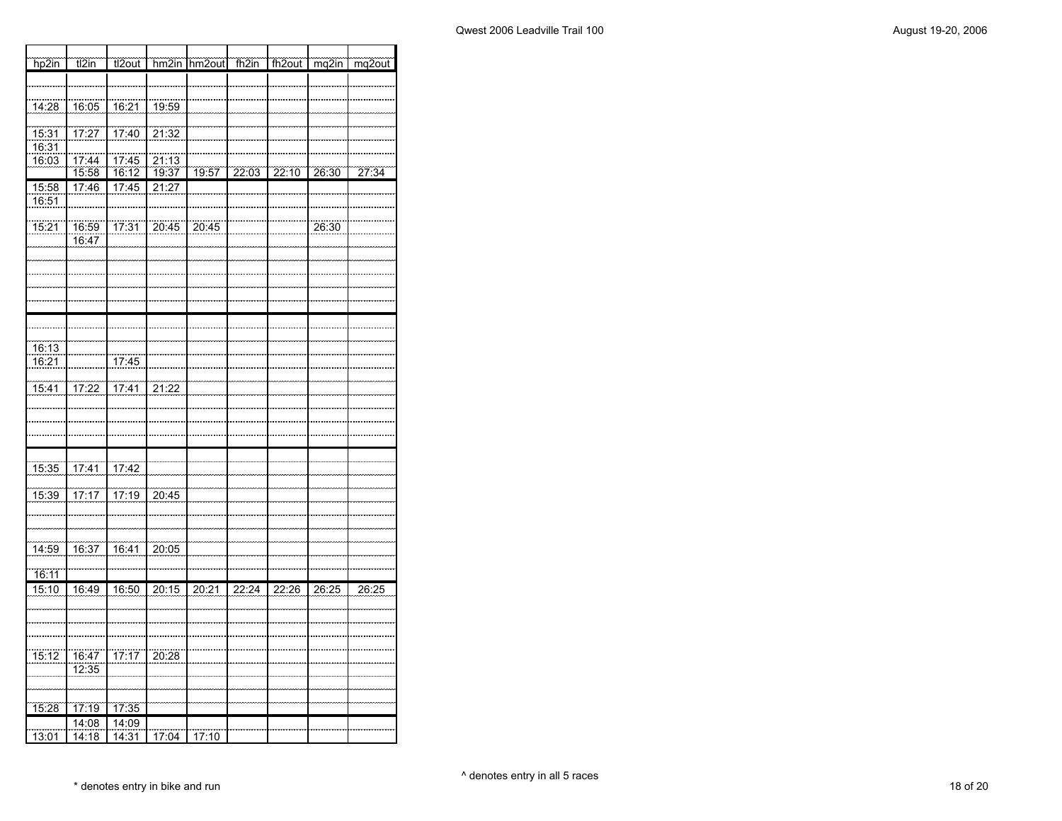| hp2in | tl2in | tl2out | hm2in | hm2out | fh2in | fh2out | mq2in | mq2out |
|---|---|---|---|---|---|---|---|---|
| | | | | | | | | |
| | | | | | | | | |
| 14:28 | 16:05 | 16:21 | 19:59 | | | | | |
| | | | | | | | | |
| 15:31 | 17:27 | 17:40 | 21:32 | | | | | |
| 16:31 | | | | | | | | |
| 16:03 | 17:44 | 17:45 | 21:13 | | | | | |
| | 15:58 | 16:12 | 19:37 | 19:57 | 22:03 | 22:10 | 26:30 | 27:34 |
| 15:58 | 17:46 | 17:45 | 21:27 | | | | | |
| 16:51 | | | | | | | | |
| | | | | | | | | |
| 15:21 | 16:59 | 17:31 | 20:45 | 20:45 | | | 26:30 | |
| | 16:47 | | | | | | | |
| | | | | | | | | |
| | | | | | | | | |
| | | | | | | | | |
| | | | | | | | | |
| | | | | | | | | |
| | | | | | | | | |
| | | | | | | | | |
| 16:13 | | | | | | | | |
| 16:21 | | 17:45 | | | | | | |
| | | | | | | | | |
| 15:41 | 17:22 | 17:41 | 21:22 | | | | | |
| | | | | | | | | |
| | | | | | | | | |
| | | | | | | | | |
| | | | | | | | | |
| | | | | | | | | |
| 15:35 | 17:41 | 17:42 | | | | | | |
| | | | | | | | | |
| 15:39 | 17:17 | 17:19 | 20:45 | | | | | |
| | | | | | | | | |
| | | | | | | | | |
| | | | | | | | | |
| 14:59 | 16:37 | 16:41 | 20:05 | | | | | |
| | | | | | | | | |
| 16:11 | | | | | | | | |
| 15:10 | 16:49 | 16:50 | 20:15 | 20:21 | 22:24 | 22:26 | 26:25 | 26:25 |
| | | | | | | | | |
| | | | | | | | | |
| | | | | | | | | |
| 15:12 | 16:47 | 17:17 | 20:28 | | | | | |
| | 12:35 | | | | | | | |
| | | | | | | | | |
| | | | | | | | | |
| 15:28 | 17:19 | 17:35 | | | | | | |
| | 14:08 | 14:09 | | | | | | |
| 13:01 | 14:18 | 14:31 | 17:04 | 17:10 | | | | |

^ denotes entry in all 5 races

* denotes entry in bike and run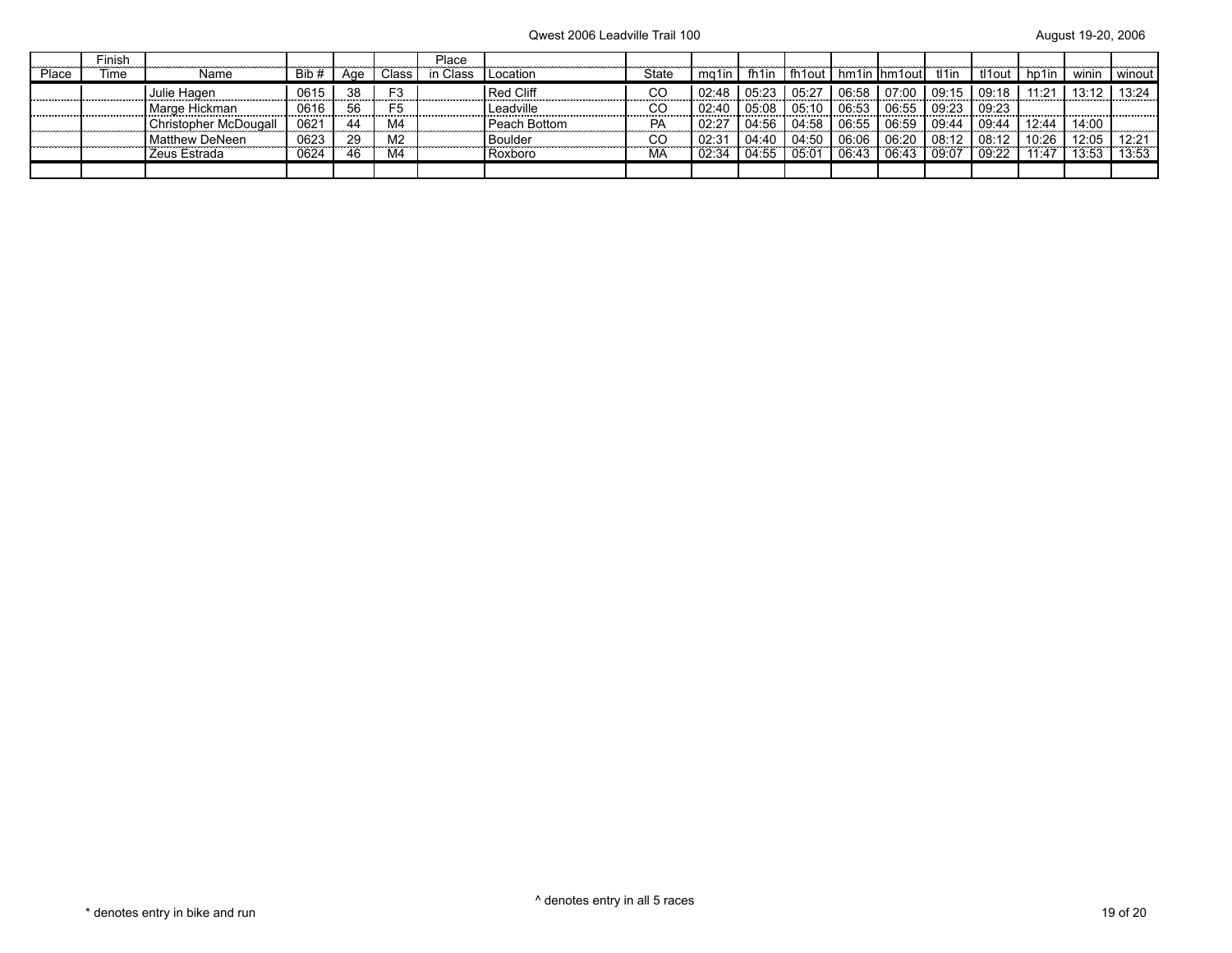| Place | Finish Time | Name | Bib # | Age | Class | Place in Class | Location | State | mq1in | fh1in | fh1out | hm1in | hm1out | tl1in | tl1out | hp1in | winin | winout |
|---|---|---|---|---|---|---|---|---|---|---|---|---|---|---|---|---|---|---|
| | | Julie Hagen | 0615 | 38 | F3 | | Red Cliff | CO | 02:48 | 05:23 | 05:27 | 06:58 | 07:00 | 09:15 | 09:18 | 11:21 | 13:12 | 13:24 |
| | | Marge Hickman | 0616 | 56 | F5 | | Leadville | CO | 02:40 | 05:08 | 05:10 | 06:53 | 06:55 | 09:23 | 09:23 | | | |
| | | Christopher McDougall | 0621 | 44 | M4 | | Peach Bottom | PA | 02:27 | 04:56 | 04:58 | 06:55 | 06:59 | 09:44 | 09:44 | 12:44 | 14:00 | |
| | | Matthew DeNeen | 0623 | 29 | M2 | | Boulder | CO | 02:31 | 04:40 | 04:50 | 06:06 | 06:20 | 08:12 | 08:12 | 10:26 | 12:05 | 12:21 |
| | | Zeus Estrada | 0624 | 46 | M4 | | Roxboro | MA | 02:34 | 04:55 | 05:01 | 06:43 | 06:43 | 09:07 | 09:22 | 11:47 | 13:53 | 13:53 |
| | | | | | | | | | | | | | | | | | | |

^ denotes entry in all 5 races

* denotes entry in bike and run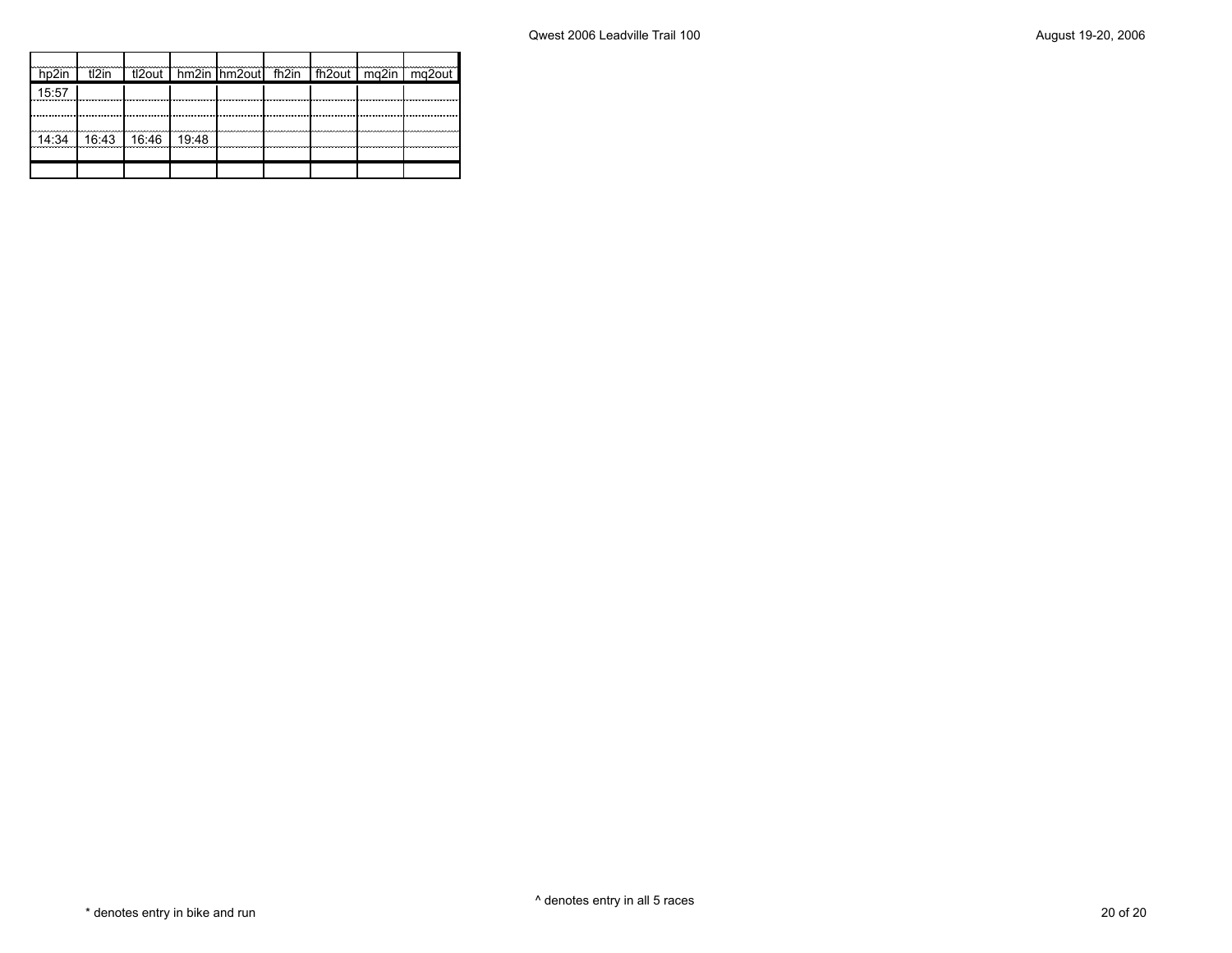| hp2in | tl2in | tl2out | hm2in | hm2out | fh2in | fh2out | mq2in | mq2out |
|---|---|---|---|---|---|---|---|---|
| 15:57 | | | | | | | | |
| | | | | | | | | |
| 14:34 | 16:43 | 16:46 | 19:48 | | | | | |
| | | | | | | | | |

\* denotes entry in bike and run

^ denotes entry in all 5 races